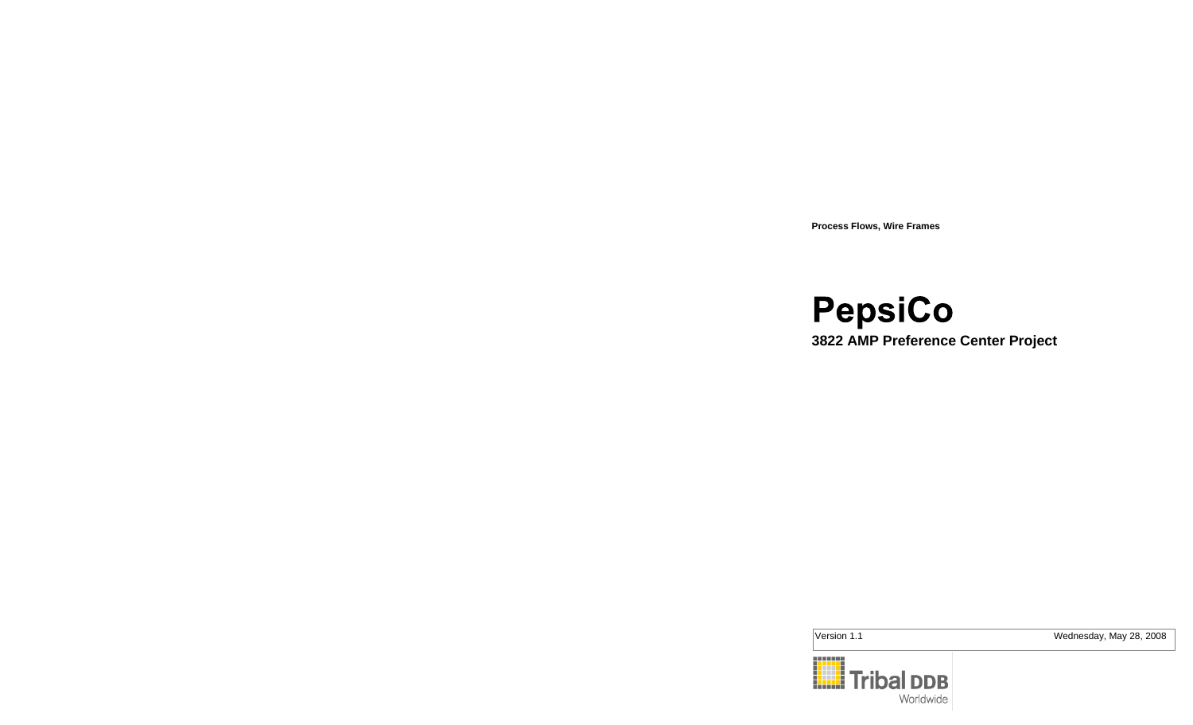**Process Flows, Wire Frames**

# PepsiCo

**3822 AMP Preference Center Project**

| Version 1.1 | Wednesday, May 28, 2008 |
| --- | --- |

Tribal DDB Worldwide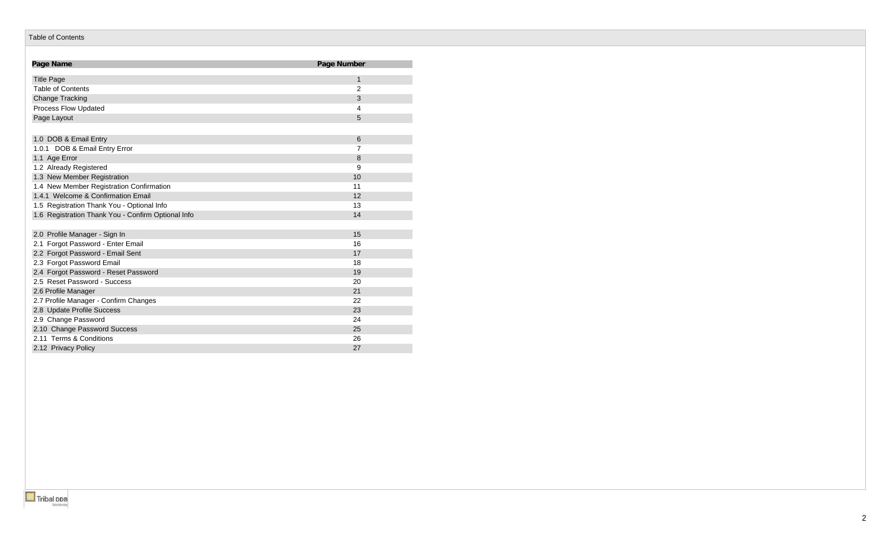# Table of Contents

| Page Name | Page Number |
|---|---|
| Title Page | 1 |
| Table of Contents | 2 |
| Change Tracking | 3 |
| Process Flow Updated | 4 |
| Page Layout | 5 |
| | |
| 1.0 DOB & Email Entry | 6 |
| 1.0.1 DOB & Email Entry Error | 7 |
| 1.1 Age Error | 8 |
| 1.2 Already Registered | 9 |
| 1.3 New Member Registration | 10 |
| 1.4 New Member Registration Confirmation | 11 |
| 1.4.1 Welcome & Confirmation Email | 12 |
| 1.5 Registration Thank You - Optional Info | 13 |
| 1.6 Registration Thank You - Confirm Optional Info | 14 |
| | |
| 2.0 Profile Manager - Sign In | 15 |
| 2.1 Forgot Password - Enter Email | 16 |
| 2.2 Forgot Password - Email Sent | 17 |
| 2.3 Forgot Password Email | 18 |
| 2.4 Forgot Password - Reset Password | 19 |
| 2.5 Reset Password - Success | 20 |
| 2.6 Profile Manager | 21 |
| 2.7 Profile Manager - Confirm Changes | 22 |
| 2.8 Update Profile Success | 23 |
| 2.9 Change Password | 24 |
| 2.10 Change Password Success | 25 |
| 2.11 Terms & Conditions | 26 |
| 2.12 Privacy Policy | 27 |

Tribal DDB Worldwide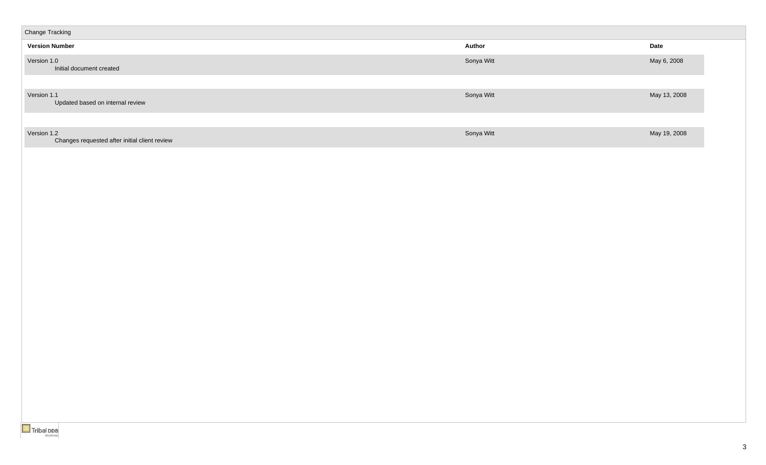## Change Tracking

| Version Number | Author | Date |
|---|---|---|
| Version 1.0<br>Initial document created | Sonya Witt | May 6, 2008 |
| Version 1.1<br>Updated based on internal review | Sonya Witt | May 13, 2008 |
| Version 1.2<br>Changes requested after initial client review | Sonya Witt | May 19, 2008 |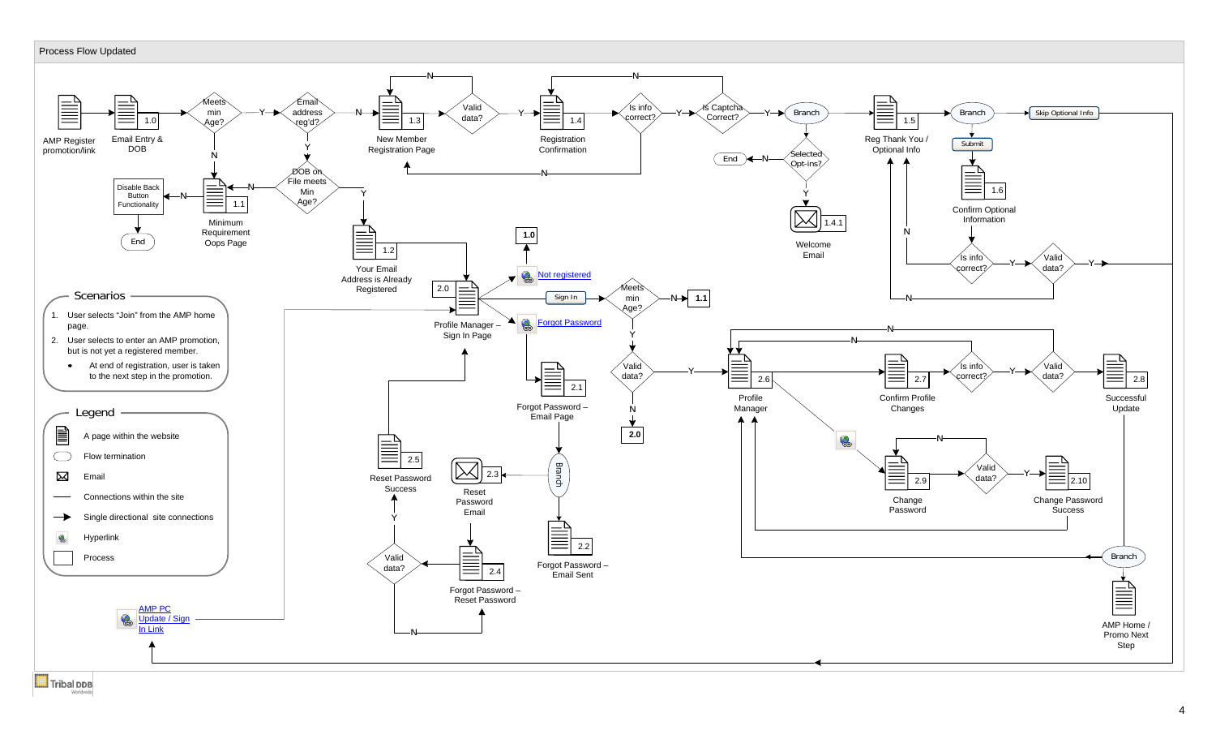# Process Flow Updated

AMP Register promotion/link

1.0 Email Entry & DOB

Meets min Age? — Y → Email address reg'd? — N → 1.3 New Member Registration Page

Meets min Age? — N → 1.1 Minimum Requirement Oops Page

Email address reg'd? — Y → DOB on File meets Min Age?

DOB on File meets Min Age? — N → 1.1 Minimum Requirement Oops Page

DOB on File meets Min Age? — Y → 1.2 Your Email Address is Already Registered

1.1 Minimum Requirement Oops Page — N → Disable Back Button Functionality → End

1.3 New Member Registration Page → Valid data? — N → 1.3; Valid data? — Y → 1.4 Registration Confirmation

1.4 Registration Confirmation → Is info correct? — N → 1.3 New Member Registration Page; Is info correct? — Y → Is Captcha Correct?

Is Captcha Correct? — N → 1.4; Is Captcha Correct? — Y → Branch

Branch → Selected Opt-ins? — N → End; Selected Opt-ins? — Y → 1.4.1 Welcome Email

Branch → 1.5 Reg Thank You / Optional Info → Branch

Branch → Skip Optional Info

Branch → Submit → 1.6 Confirm Optional Information → Is info correct? — N → 1.5; Is info correct? — Y → Valid data? — N → 1.5; Valid data? — Y →

1.2 Your Email Address is Already Registered → 2.0 Profile Manager – Sign In Page

2.0 Profile Manager – Sign In Page → Not registered → 1.0

2.0 Profile Manager – Sign In Page → Sign In → Meets min Age? — N → 1.1; Meets min Age? — Y → Valid data? — N → 2.0; Valid data? — Y → 2.6 Profile Manager

2.0 Profile Manager – Sign In Page → Forgot Password → 2.1 Forgot Password – Email Page → Branch

Branch → 2.2 Forgot Password – Email Sent

Branch → 2.3 Reset Password Email → 2.4 Forgot Password – Reset Password → Valid data? — N → 2.4; Valid data? — Y → 2.5 Reset Password Success → 2.0

2.6 Profile Manager → 2.7 Confirm Profile Changes → Is info correct? — N → 2.6; Is info correct? — Y → Valid data? — N → 2.6; Valid data? — Y → 2.8 Successful Update → Branch

Branch → 2.6 Profile Manager

Branch → AMP Home / Promo Next Step

2.6 Profile Manager → (Hyperlink) → 2.9 Change Password → Valid data? — N → 2.9; Valid data? — Y → 2.10 Change Password Success → 2.6

AMP PC Update / Sign In Link → 2.0 Profile Manager – Sign In Page

## Scenarios

1. User selects "Join" from the AMP home page.
2. User selects to enter an AMP promotion, but is not yet a registered member.
   - At end of registration, user is taken to the next step in the promotion.

## Legend

- A page within the website
- Flow termination
- Email
- Connections within the site
- Single directional site connections
- Hyperlink
- Process

Tribal DDB Worldwide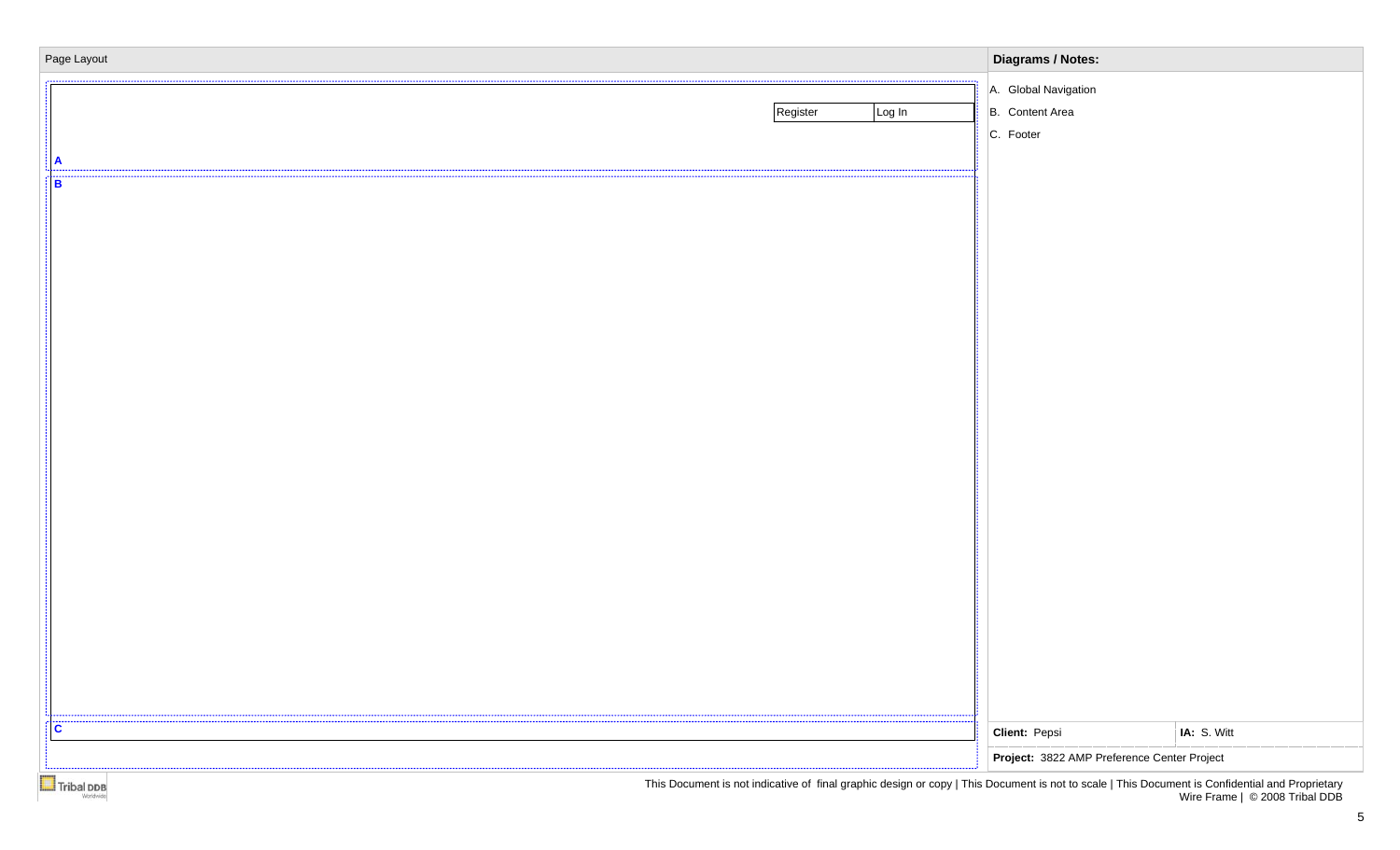Page Layout

Register | Log In

A

B

C

**Diagrams / Notes:**

A. Global Navigation

B. Content Area

C. Footer

| **Client:** Pepsi | **IA:** S. Witt |
|---|---|
| **Project:** 3822 AMP Preference Center Project | |

Tribal DDB Worldwide

This Document is not indicative of final graphic design or copy | This Document is not to scale | This Document is Confidential and Proprietary
Wire Frame | © 2008 Tribal DDB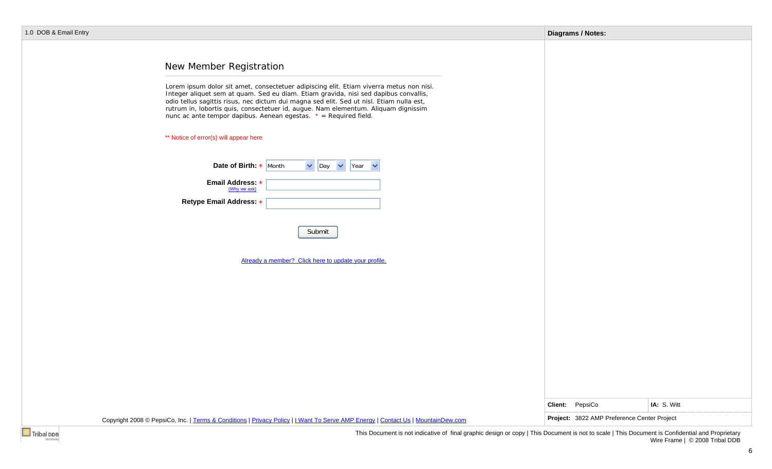1.0 DOB & Email Entry

**Diagrams / Notes:**

## New Member Registration

Lorem ipsum dolor sit amet, consectetuer adipiscing elit. Etiam viverra metus non nisi. Integer aliquet sem at quam. Sed eu diam. Etiam gravida, nisi sed dapibus convallis, odio tellus sagittis risus, nec dictum dui magna sed elit. Sed ut nisl. Etiam nulla est, rutrum in, lobortis quis, consectetuer id, augue. Nam elementum. Aliquam dignissim nunc ac ante tempor dapibus. Aenean egestas. * = Required field.

** Notice of error(s) will appear here

**Date of Birth:** * Month | Day | Year

**Email Address:** *
(Why we ask)

**Retype Email Address:** *

Submit

Already a member? Click here to update your profile.

Copyright 2008 © PepsiCo, Inc. | Terms & Conditions | Privacy Policy | I Want To Serve AMP Energy | Contact Us | MountainDew.com

| **Client:** PepsiCo | **IA:** S. Witt |
|---|---|
| **Project:** 3822 AMP Preference Center Project | |

Tribal DDB Worldwide

This Document is not indicative of final graphic design or copy | This Document is not to scale | This Document is Confidential and Proprietary
Wire Frame | © 2008 Tribal DDB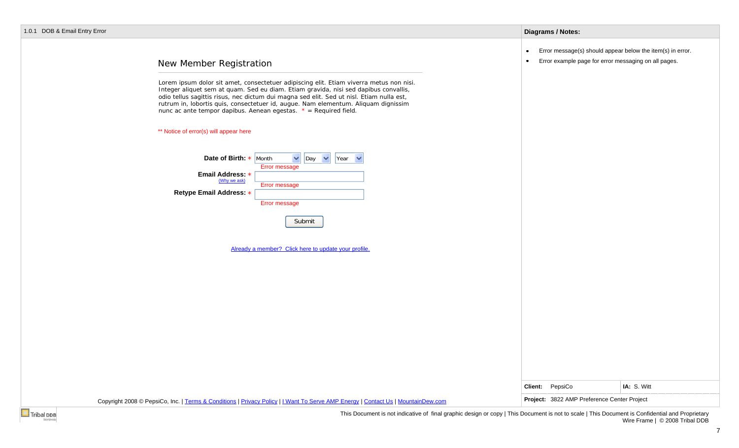1.0.1 DOB & Email Entry Error

## New Member Registration

Lorem ipsum dolor sit amet, consectetuer adipiscing elit. Etiam viverra metus non nisi. Integer aliquet sem at quam. Sed eu diam. Etiam gravida, nisi sed dapibus convallis, odio tellus sagittis risus, nec dictum dui magna sed elit. Sed ut nisl. Etiam nulla est, rutrum in, lobortis quis, consectetuer id, augue. Nam elementum. Aliquam dignissim nunc ac ante tempor dapibus. Aenean egestas. * = Required field.

** Notice of error(s) will appear here

**Date of Birth:** * Month | Day | Year
Error message

**Email Address:** *
(Why we ask)
Error message

**Retype Email Address:** *
Error message

Submit

Already a member? Click here to update your profile.

Copyright 2008 © PepsiCo, Inc. | Terms & Conditions | Privacy Policy | I Want To Serve AMP Energy | Contact Us | MountainDew.com

**Diagrams / Notes:**

- Error message(s) should appear below the item(s) in error.
- Error example page for error messaging on all pages.

**Client:** PepsiCo **IA:** S. Witt

**Project:** 3822 AMP Preference Center Project

This Document is not indicative of final graphic design or copy | This Document is not to scale | This Document is Confidential and Proprietary
Wire Frame | © 2008 Tribal DDB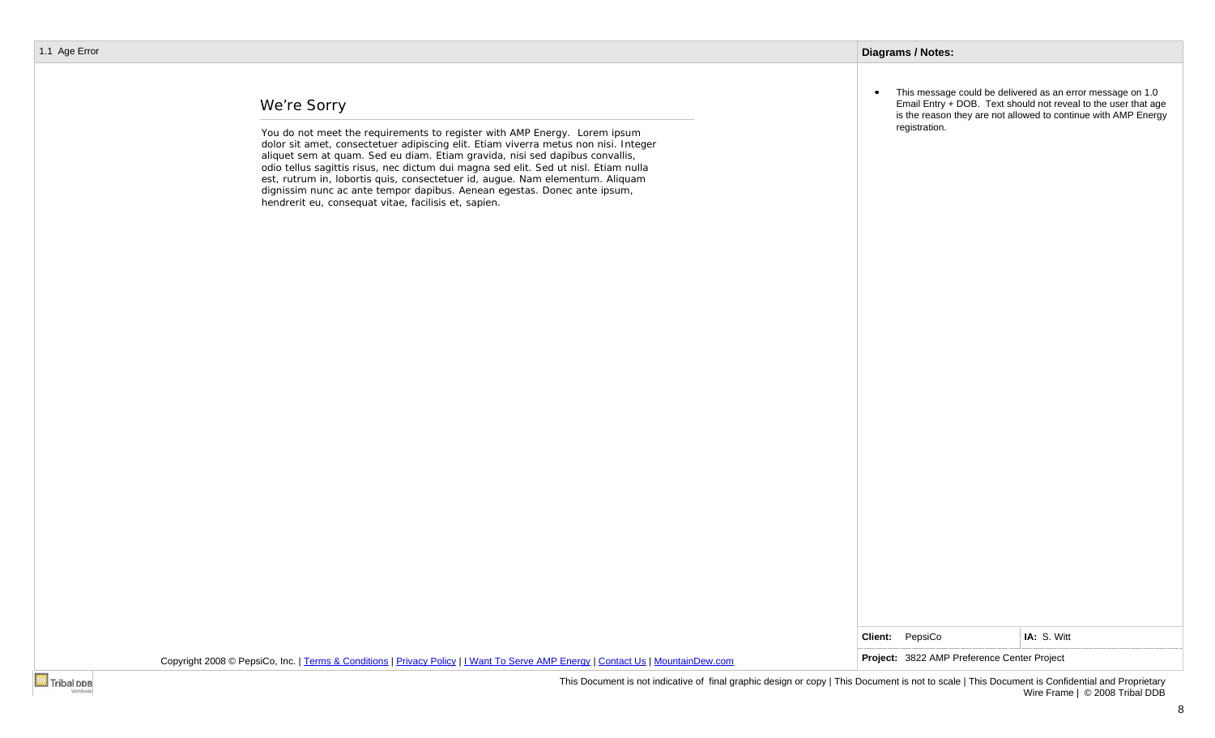1.1 Age Error

## We're Sorry

You do not meet the requirements to register with AMP Energy. Lorem ipsum dolor sit amet, consectetuer adipiscing elit. Etiam viverra metus non nisi. Integer aliquet sem at quam. Sed eu diam. Etiam gravida, nisi sed dapibus convallis, odio tellus sagittis risus, nec dictum dui magna sed elit. Sed ut nisl. Etiam nulla est, rutrum in, lobortis quis, consectetuer id, augue. Nam elementum. Aliquam dignissim nunc ac ante tempor dapibus. Aenean egestas. Donec ante ipsum, hendrerit eu, consequat vitae, facilisis et, sapien.

Copyright 2008 © PepsiCo, Inc. | Terms & Conditions | Privacy Policy | I Want To Serve AMP Energy | Contact Us | MountainDew.com

**Diagrams / Notes:**

- This message could be delivered as an error message on 1.0 Email Entry + DOB. Text should not reveal to the user that age is the reason they are not allowed to continue with AMP Energy registration.

| **Client:** PepsiCo | **IA:** S. Witt |
|---|---|
| **Project:** 3822 AMP Preference Center Project | |

This Document is not indicative of final graphic design or copy | This Document is not to scale | This Document is Confidential and Proprietary
Wire Frame | © 2008 Tribal DDB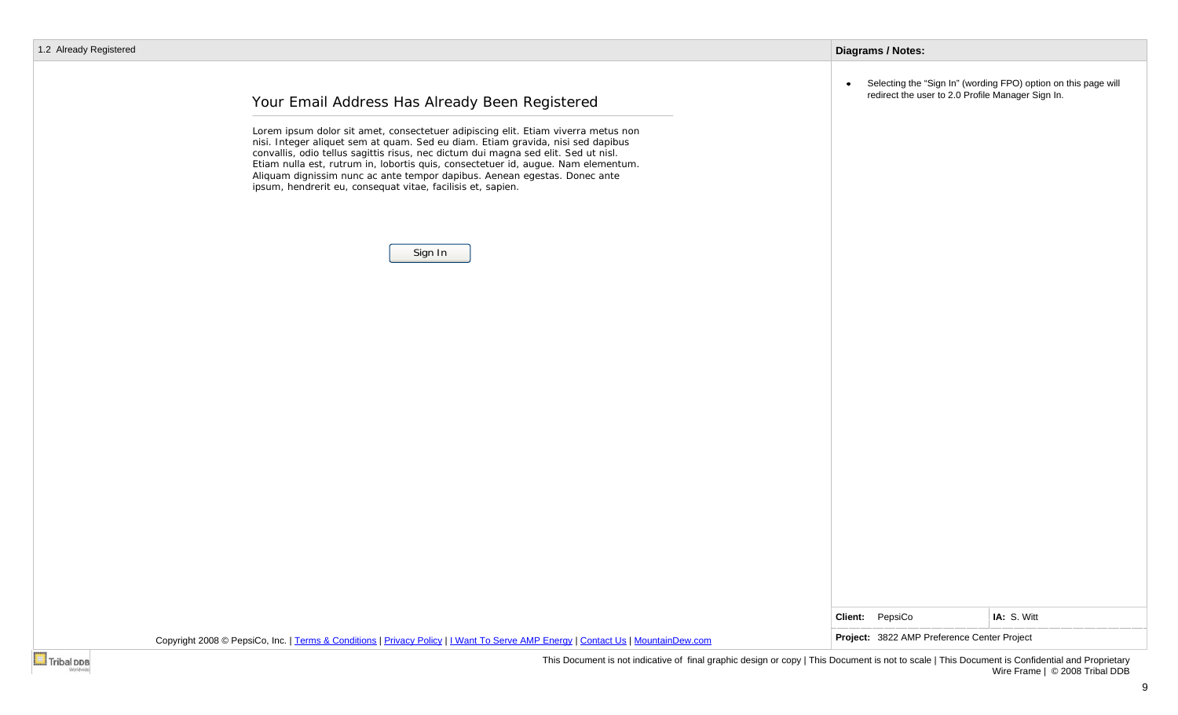1.2 Already Registered

## Your Email Address Has Already Been Registered

Lorem ipsum dolor sit amet, consectetuer adipiscing elit. Etiam viverra metus non nisi. Integer aliquet sem at quam. Sed eu diam. Etiam gravida, nisi sed dapibus convallis, odio tellus sagittis risus, nec dictum dui magna sed elit. Sed ut nisl. Etiam nulla est, rutrum in, lobortis quis, consectetuer id, augue. Nam elementum. Aliquam dignissim nunc ac ante tempor dapibus. Aenean egestas. Donec ante ipsum, hendrerit eu, consequat vitae, facilisis et, sapien.

[Sign In]

Copyright 2008 © PepsiCo, Inc. | Terms & Conditions | Privacy Policy | I Want To Serve AMP Energy | Contact Us | MountainDew.com

**Diagrams / Notes:**

- Selecting the "Sign In" (wording FPO) option on this page will redirect the user to 2.0 Profile Manager Sign In.

| **Client:** PepsiCo | **IA:** S. Witt |
|---|---|
| **Project:** 3822 AMP Preference Center Project | |

This Document is not indicative of final graphic design or copy | This Document is not to scale | This Document is Confidential and Proprietary
Wire Frame | © 2008 Tribal DDB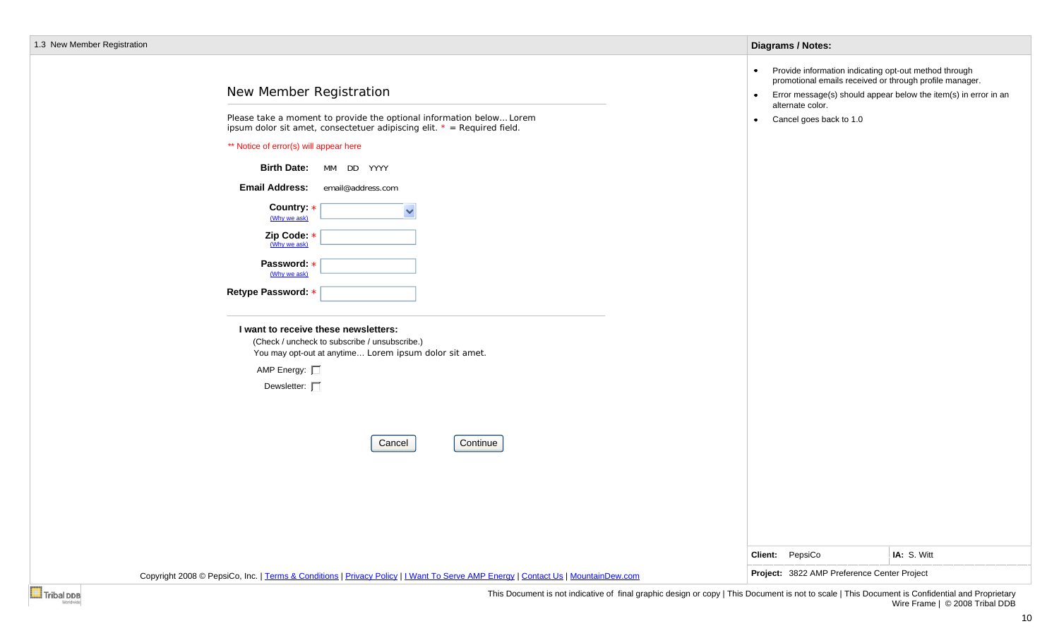1.3 New Member Registration

## New Member Registration

Please take a moment to provide the optional information below... Lorem ipsum dolor sit amet, consectetuer adipiscing elit. * = Required field.

** Notice of error(s) will appear here

**Birth Date:** MM DD YYYY

**Email Address:** email@address.com

**Country:** * (Why we ask)

**Zip Code:** * (Why we ask)

**Password:** * (Why we ask)

**Retype Password:** *

**I want to receive these newsletters:**

(Check / uncheck to subscribe / unsubscribe.)
You may opt-out at anytime... Lorem ipsum dolor sit amet.

AMP Energy: ☐

Dewsletter: ☐

[Cancel] [Continue]

Copyright 2008 © PepsiCo, Inc. | Terms & Conditions | Privacy Policy | I Want To Serve AMP Energy | Contact Us | MountainDew.com

**Diagrams / Notes:**

- Provide information indicating opt-out method through promotional emails received or through profile manager.
- Error message(s) should appear below the item(s) in error in an alternate color.
- Cancel goes back to 1.0

**Client:** PepsiCo | **IA:** S. Witt

**Project:** 3822 AMP Preference Center Project

This Document is not indicative of final graphic design or copy | This Document is not to scale | This Document is Confidential and Proprietary
Wire Frame | © 2008 Tribal DDB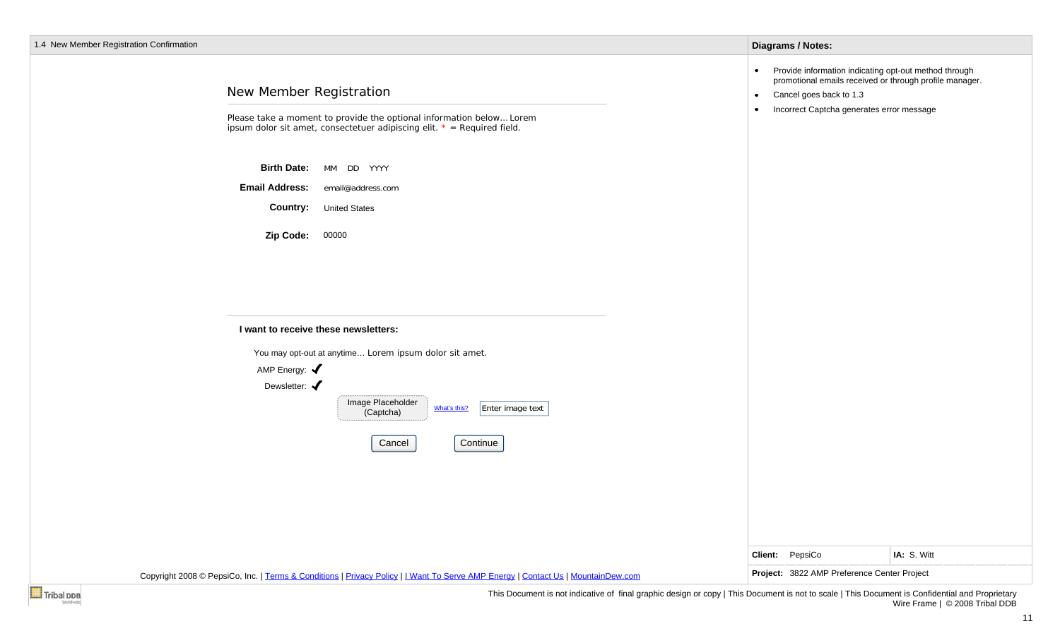1.4 New Member Registration Confirmation

## New Member Registration

Please take a moment to provide the optional information below… Lorem ipsum dolor sit amet, consectetuer adipiscing elit. * = Required field.

**Birth Date:** MM DD YYYY

**Email Address:** email@address.com

**Country:** United States

**Zip Code:** 00000

**I want to receive these newsletters:**

You may opt-out at anytime… Lorem ipsum dolor sit amet.

AMP Energy: ✔

Dewsletter: ✔

Image Placeholder (Captcha) | What's this? | Enter image text

Cancel | Continue

Copyright 2008 © PepsiCo, Inc. | Terms & Conditions | Privacy Policy | I Want To Serve AMP Energy | Contact Us | MountainDew.com

**Diagrams / Notes:**

- Provide information indicating opt-out method through promotional emails received or through profile manager.
- Cancel goes back to 1.3
- Incorrect Captcha generates error message

| **Client:** PepsiCo | **IA:** S. Witt |
|---|---|
| **Project:** 3822 AMP Preference Center Project | |

This Document is not indicative of final graphic design or copy | This Document is not to scale | This Document is Confidential and Proprietary
Wire Frame | © 2008 Tribal DDB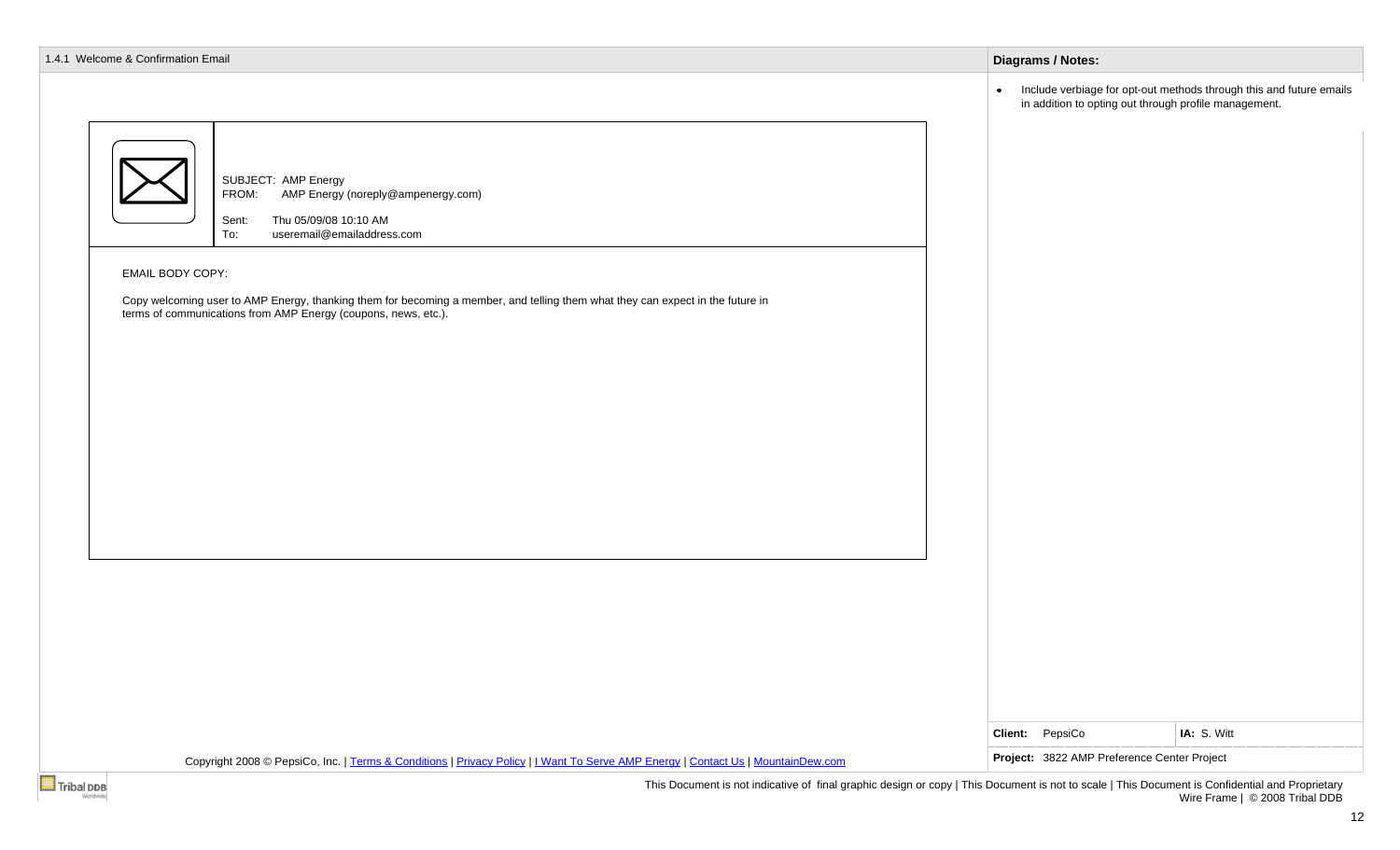## 1.4.1 Welcome & Confirmation Email

SUBJECT: AMP Energy
FROM: AMP Energy (noreply@ampenergy.com)

Sent: Thu 05/09/08 10:10 AM
To: useremail@emailaddress.com

EMAIL BODY COPY:

Copy welcoming user to AMP Energy, thanking them for becoming a member, and telling them what they can expect in the future in terms of communications from AMP Energy (coupons, news, etc.).

Copyright 2008 © PepsiCo, Inc. | Terms & Conditions | Privacy Policy | I Want To Serve AMP Energy | Contact Us | MountainDew.com

### Diagrams / Notes:

- Include verbiage for opt-out methods through this and future emails in addition to opting out through profile management.

**Client:** PepsiCo **IA:** S. Witt

**Project:** 3822 AMP Preference Center Project

This Document is not indicative of final graphic design or copy | This Document is not to scale | This Document is Confidential and Proprietary
Wire Frame | © 2008 Tribal DDB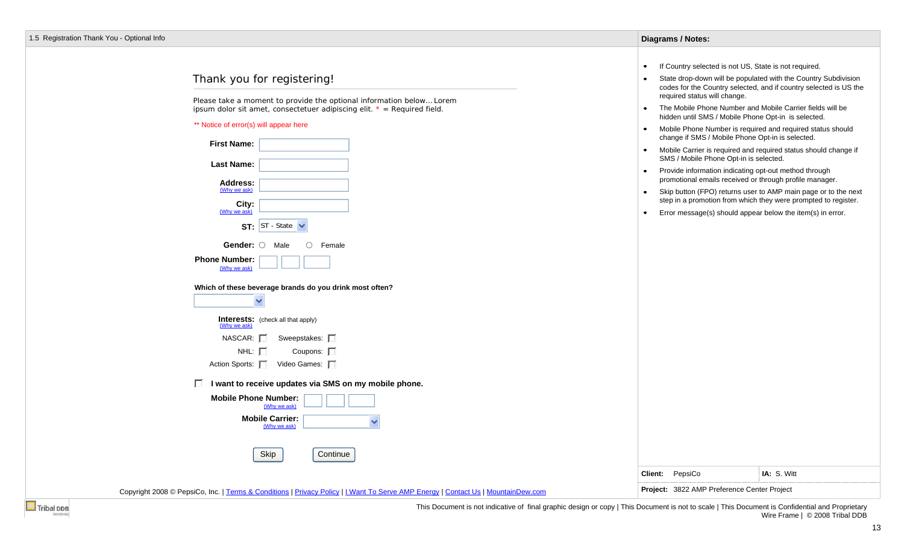1.5 Registration Thank You - Optional Info

# Thank you for registering!

Please take a moment to provide the optional information below… Lorem ipsum dolor sit amet, consectetuer adipiscing elit. * = Required field.

** Notice of error(s) will appear here

**First Name:** [ ]

**Last Name:** [ ]

**Address:** [ ]
(Why we ask)

**City:** [ ]
(Why we ask)

**ST:** ST - State

**Gender:** ○ Male ○ Female

**Phone Number:** [ ] [ ] [ ]
(Why we ask)

**Which of these beverage brands do you drink most often?**

**Interests:** (check all that apply)
(Why we ask)

NASCAR: ☐ Sweepstakes: ☐
NHL: ☐ Coupons: ☐
Action Sports: ☐ Video Games: ☐

☐ **I want to receive updates via SMS on my mobile phone.**

**Mobile Phone Number:** [ ] [ ] [ ]
(Why we ask)

**Mobile Carrier:** [ ]
(Why we ask)

[Skip] [Continue]

Copyright 2008 © PepsiCo, Inc. | Terms & Conditions | Privacy Policy | I Want To Serve AMP Energy | Contact Us | MountainDew.com

## Diagrams / Notes:

- If Country selected is not US, State is not required.
- State drop-down will be populated with the Country Subdivision codes for the Country selected, and if country selected is US the required status will change.
- The Mobile Phone Number and Mobile Carrier fields will be hidden until SMS / Mobile Phone Opt-in is selected.
- Mobile Phone Number is required and required status should change if SMS / Mobile Phone Opt-in is selected.
- Mobile Carrier is required and required status should change if SMS / Mobile Phone Opt-in is selected.
- Provide information indicating opt-out method through promotional emails received or through profile manager.
- Skip button (FPO) returns user to AMP main page or to the next step in a promotion from which they were prompted to register.
- Error message(s) should appear below the item(s) in error.

**Client:** PepsiCo | **IA:** S. Witt

**Project:** 3822 AMP Preference Center Project

This Document is not indicative of final graphic design or copy | This Document is not to scale | This Document is Confidential and Proprietary
Wire Frame | © 2008 Tribal DDB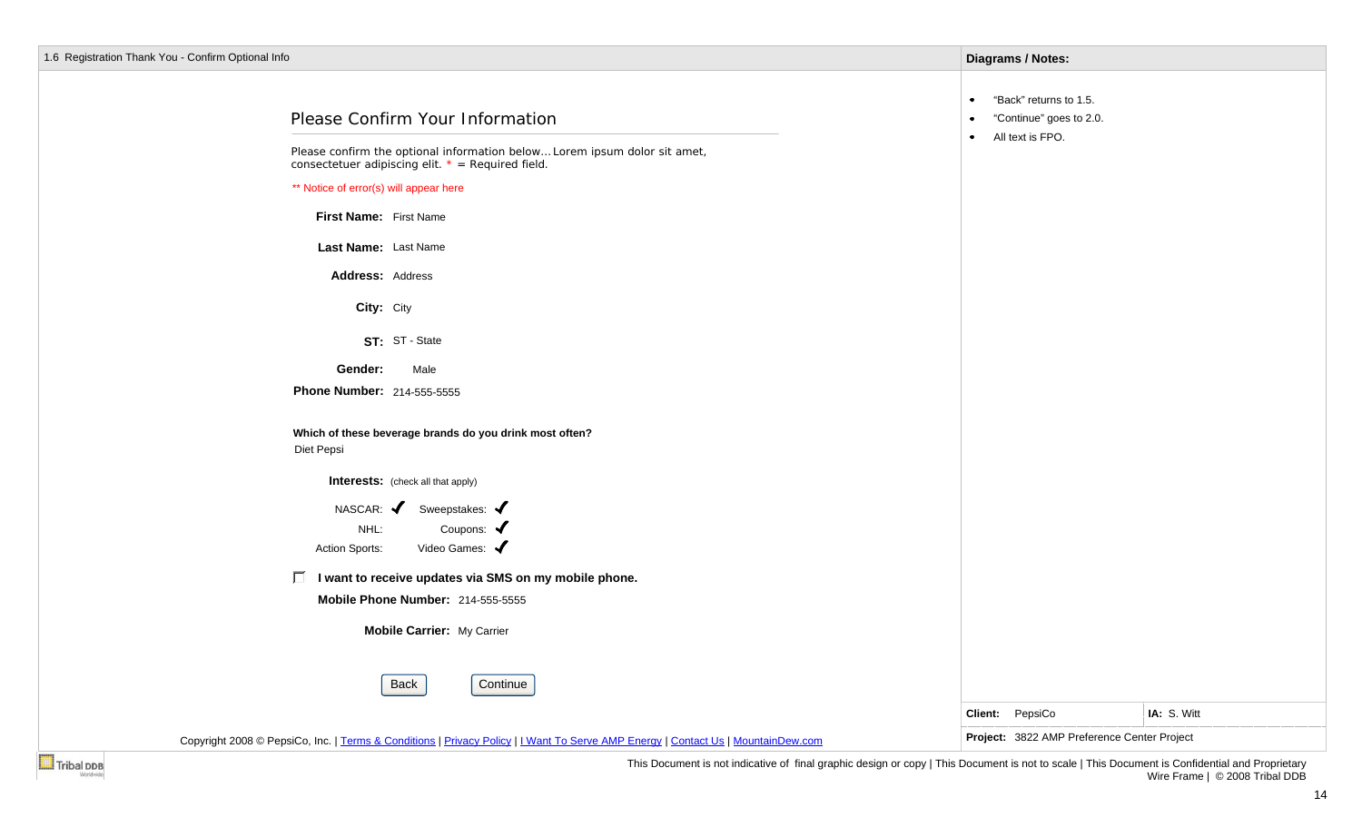1.6 Registration Thank You - Confirm Optional Info

## Please Confirm Your Information

Please confirm the optional information below... Lorem ipsum dolor sit amet, consectetuer adipiscing elit. * = Required field.

** Notice of error(s) will appear here

**First Name:** First Name

**Last Name:** Last Name

**Address:** Address

**City:** City

**ST:** ST - State

**Gender:** Male

**Phone Number:** 214-555-5555

**Which of these beverage brands do you drink most often?**
Diet Pepsi

**Interests:** (check all that apply)

| | | | |
|---|---|---|---|
| NASCAR: | ✔ | Sweepstakes: | ✔ |
| NHL: | | Coupons: | ✔ |
| Action Sports: | | Video Games: | ✔ |

☐ **I want to receive updates via SMS on my mobile phone.**

**Mobile Phone Number:** 214-555-5555

**Mobile Carrier:** My Carrier

[Back] [Continue]

Copyright 2008 © PepsiCo, Inc. | Terms & Conditions | Privacy Policy | I Want To Serve AMP Energy | Contact Us | MountainDew.com

**Diagrams / Notes:**

- "Back" returns to 1.5.
- "Continue" goes to 2.0.
- All text is FPO.

| | | |
|---|---|---|
| **Client:** PepsiCo | | **IA:** S. Witt |
| **Project:** 3822 AMP Preference Center Project | | |

Tribal DDB Worldwide

This Document is not indicative of final graphic design or copy | This Document is not to scale | This Document is Confidential and Proprietary
Wire Frame | © 2008 Tribal DDB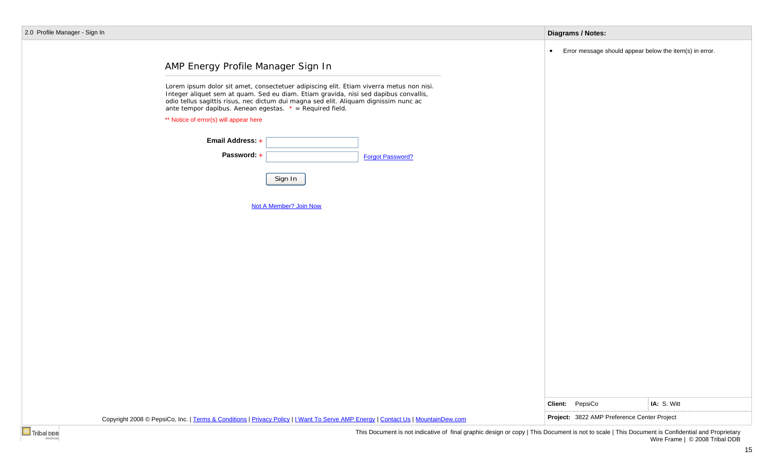2.0 Profile Manager - Sign In

# AMP Energy Profile Manager Sign In

Lorem ipsum dolor sit amet, consectetuer adipiscing elit. Etiam viverra metus non nisi. Integer aliquet sem at quam. Sed eu diam. Etiam gravida, nisi sed dapibus convallis, odio tellus sagittis risus, nec dictum dui magna sed elit. Aliquam dignissim nunc ac ante tempor dapibus. Aenean egestas. * = Required field.

** Notice of error(s) will appear here

**Email Address:** * [ ]

**Password:** * [ ] Forgot Password?

[Sign In]

Not A Member? Join Now

Copyright 2008 © PepsiCo, Inc. | Terms & Conditions | Privacy Policy | I Want To Serve AMP Energy | Contact Us | MountainDew.com

**Diagrams / Notes:**

- Error message should appear below the item(s) in error.

| **Client:** PepsiCo | **IA:** S. Witt |
|---|---|
| **Project:** 3822 AMP Preference Center Project | |

This Document is not indicative of final graphic design or copy | This Document is not to scale | This Document is Confidential and Proprietary
Wire Frame | © 2008 Tribal DDB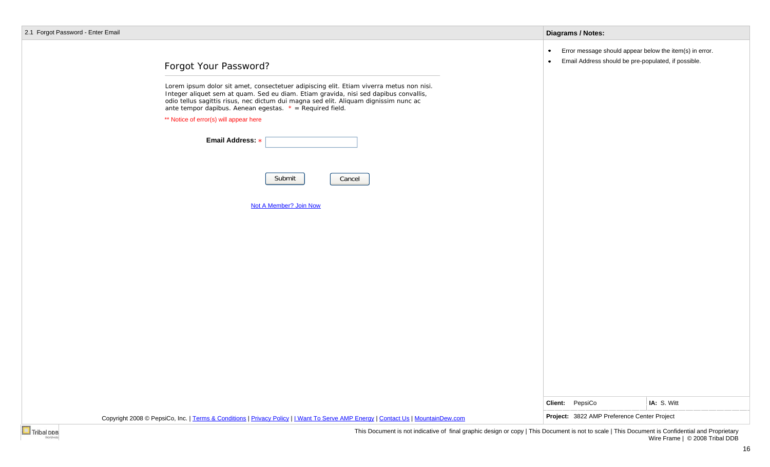2.1 Forgot Password - Enter Email

## Forgot Your Password?

Lorem ipsum dolor sit amet, consectetuer adipiscing elit. Etiam viverra metus non nisi. Integer aliquet sem at quam. Sed eu diam. Etiam gravida, nisi sed dapibus convallis, odio tellus sagittis risus, nec dictum dui magna sed elit. Aliquam dignissim nunc ac ante tempor dapibus. Aenean egestas. * = Required field.

** Notice of error(s) will appear here

**Email Address:** * [ ]

[Submit] [Cancel]

Not A Member? Join Now

Copyright 2008 © PepsiCo, Inc. | Terms & Conditions | Privacy Policy | I Want To Serve AMP Energy | Contact Us | MountainDew.com

**Diagrams / Notes:**

- Error message should appear below the item(s) in error.
- Email Address should be pre-populated, if possible.

| **Client:** PepsiCo | **IA:** S. Witt |
|---|---|
| **Project:** 3822 AMP Preference Center Project | |

Tribal DDB Worldwide

This Document is not indicative of final graphic design or copy | This Document is not to scale | This Document is Confidential and Proprietary
Wire Frame | © 2008 Tribal DDB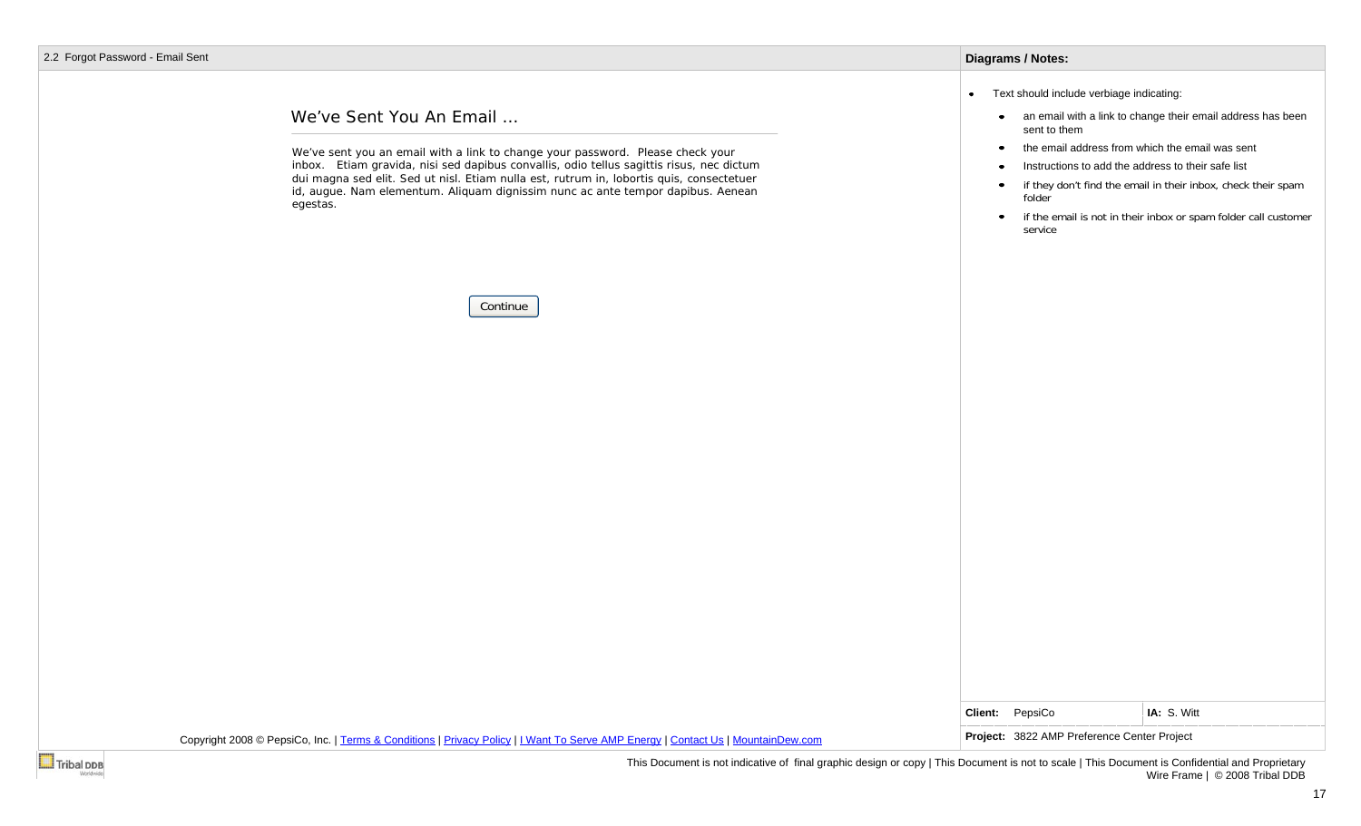2.2 Forgot Password - Email Sent

## We've Sent You An Email ...

We've sent you an email with a link to change your password. Please check your inbox. Etiam gravida, nisi sed dapibus convallis, odio tellus sagittis risus, nec dictum dui magna sed elit. Sed ut nisl. Etiam nulla est, rutrum in, lobortis quis, consectetuer id, augue. Nam elementum. Aliquam dignissim nunc ac ante tempor dapibus. Aenean egestas.

Continue

Copyright 2008 © PepsiCo, Inc. | Terms & Conditions | Privacy Policy | I Want To Serve AMP Energy | Contact Us | MountainDew.com

**Diagrams / Notes:**

- Text should include verbiage indicating:
  - an email with a link to change their email address has been sent to them
  - the email address from which the email was sent
  - Instructions to add the address to their safe list
  - if they don't find the email in their inbox, check their spam folder
  - if the email is not in their inbox or spam folder call customer service

**Client:** PepsiCo | **IA:** S. Witt

**Project:** 3822 AMP Preference Center Project

This Document is not indicative of final graphic design or copy | This Document is not to scale | This Document is Confidential and Proprietary
Wire Frame | © 2008 Tribal DDB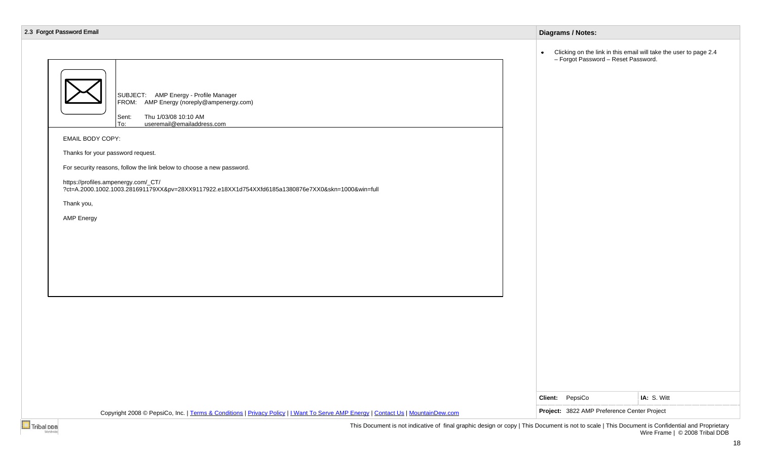## 2.3 Forgot Password Email

SUBJECT: AMP Energy - Profile Manager
FROM: AMP Energy (noreply@ampenergy.com)

Sent: Thu 1/03/08 10:10 AM
To: useremail@emailaddress.com

EMAIL BODY COPY:

Thanks for your password request.

For security reasons, follow the link below to choose a new password.

https://profiles.ampenergy.com/_CT/?ct=A.2000.1002.1003.281691179XX&pv=28XX9117922.e18XX1d754XXfd6185a1380876e7XX0&skn=1000&win=full

Thank you,

AMP Energy

Copyright 2008 © PepsiCo, Inc. | Terms & Conditions | Privacy Policy | I Want To Serve AMP Energy | Contact Us | MountainDew.com

## Diagrams / Notes:

- Clicking on the link in this email will take the user to page 2.4 – Forgot Password – Reset Password.

**Client:** PepsiCo **IA:** S. Witt

**Project:** 3822 AMP Preference Center Project

This Document is not indicative of final graphic design or copy | This Document is not to scale | This Document is Confidential and Proprietary
Wire Frame | © 2008 Tribal DDB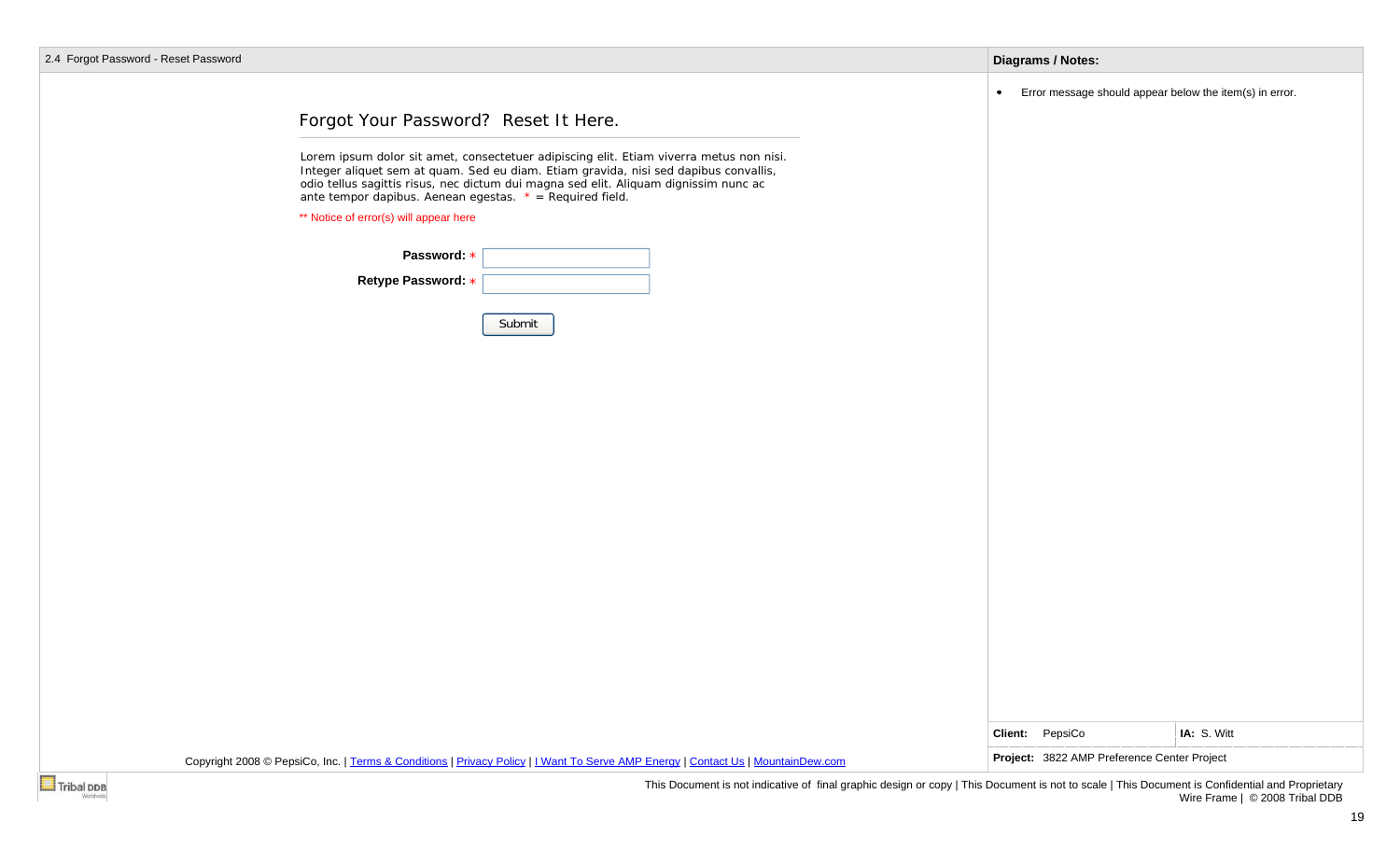2.4 Forgot Password - Reset Password

## Forgot Your Password? Reset It Here.

Lorem ipsum dolor sit amet, consectetuer adipiscing elit. Etiam viverra metus non nisi. Integer aliquet sem at quam. Sed eu diam. Etiam gravida, nisi sed dapibus convallis, odio tellus sagittis risus, nec dictum dui magna sed elit. Aliquam dignissim nunc ac ante tempor dapibus. Aenean egestas. * = Required field.

** Notice of error(s) will appear here

**Password:** *

**Retype Password:** *

Submit

Copyright 2008 © PepsiCo, Inc. | Terms & Conditions | Privacy Policy | I Want To Serve AMP Energy | Contact Us | MountainDew.com

**Diagrams / Notes:**

- Error message should appear below the item(s) in error.

| **Client:** PepsiCo | **IA:** S. Witt |
|---|---|
| **Project:** 3822 AMP Preference Center Project | |

This Document is not indicative of final graphic design or copy | This Document is not to scale | This Document is Confidential and Proprietary
Wire Frame | © 2008 Tribal DDB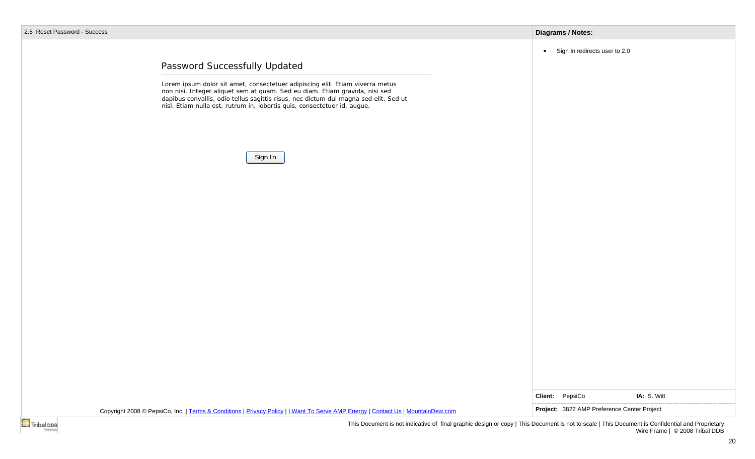2.5 Reset Password - Success

## Password Successfully Updated

Lorem ipsum dolor sit amet, consectetuer adipiscing elit. Etiam viverra metus non nisi. Integer aliquet sem at quam. Sed eu diam. Etiam gravida, nisi sed dapibus convallis, odio tellus sagittis risus, nec dictum dui magna sed elit. Sed ut nisl. Etiam nulla est, rutrum in, lobortis quis, consectetuer id, augue.

[Sign In]

Copyright 2008 © PepsiCo, Inc. | Terms & Conditions | Privacy Policy | I Want To Serve AMP Energy | Contact Us | MountainDew.com

**Diagrams / Notes:**

- Sign In redirects user to 2.0

| **Client:** PepsiCo | **IA:** S. Witt |
|---|---|
| **Project:** 3822 AMP Preference Center Project | |

This Document is not indicative of final graphic design or copy | This Document is not to scale | This Document is Confidential and Proprietary
Wire Frame | © 2008 Tribal DDB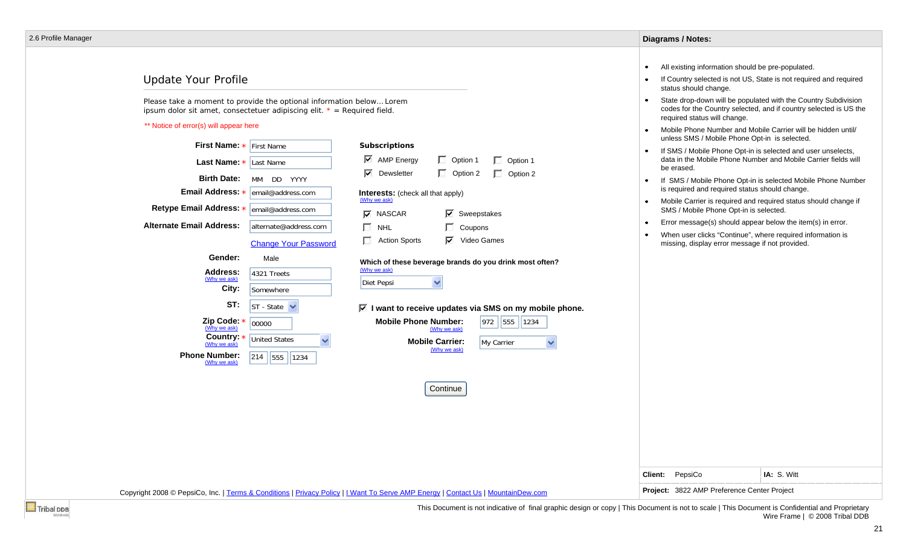2.6 Profile Manager

## Update Your Profile

Please take a moment to provide the optional information below… Lorem ipsum dolor sit amet, consectetuer adipiscing elit. * = Required field.

** Notice of error(s) will appear here

**First Name:** * First Name

**Last Name:** * Last Name

**Birth Date:** MM DD YYYY

**Email Address:** * email@address.com

**Retype Email Address:** * email@address.com

**Alternate Email Address:** alternate@address.com

Change Your Password

**Gender:** Male

**Address:** (Why we ask) 4321 Treets

**City:** Somewhere

**ST:** ST - State

**Zip Code:** * (Why we ask) 00000

**Country:** * (Why we ask) United States

**Phone Number:** (Why we ask) 214 555 1234

**Subscriptions**

- [x] AMP Energy
- [ ] Option 1
- [ ] Option 1
- [x] Dewsletter
- [ ] Option 2
- [ ] Option 2

**Interests:** (check all that apply)
(Why we ask)

- [x] NASCAR
- [x] Sweepstakes
- [ ] NHL
- [ ] Coupons
- [ ] Action Sports
- [x] Video Games

**Which of these beverage brands do you drink most often?**
(Why we ask)

Diet Pepsi

- [x] **I want to receive updates via SMS on my mobile phone.**

**Mobile Phone Number:** (Why we ask) 972 555 1234

**Mobile Carrier:** (Why we ask) My Carrier

Continue

Copyright 2008 © PepsiCo, Inc. | Terms & Conditions | Privacy Policy | I Want To Serve AMP Energy | Contact Us | MountainDew.com

**Diagrams / Notes:**

- All existing information should be pre-populated.
- If Country selected is not US, State is not required and required status should change.
- State drop-down will be populated with the Country Subdivision codes for the Country selected, and if country selected is US the required status will change.
- Mobile Phone Number and Mobile Carrier will be hidden until/ unless SMS / Mobile Phone Opt-in is selected.
- If SMS / Mobile Phone Opt-in is selected and user unselects, data in the Mobile Phone Number and Mobile Carrier fields will be erased.
- If SMS / Mobile Phone Opt-in is selected Mobile Phone Number is required and required status should change.
- Mobile Carrier is required and required status should change if SMS / Mobile Phone Opt-in is selected.
- Error message(s) should appear below the item(s) in error.
- When user clicks "Continue", where required information is missing, display error message if not provided.

**Client:** PepsiCo **IA:** S. Witt

**Project:** 3822 AMP Preference Center Project

This Document is not indicative of final graphic design or copy | This Document is not to scale | This Document is Confidential and Proprietary
Wire Frame | © 2008 Tribal DDB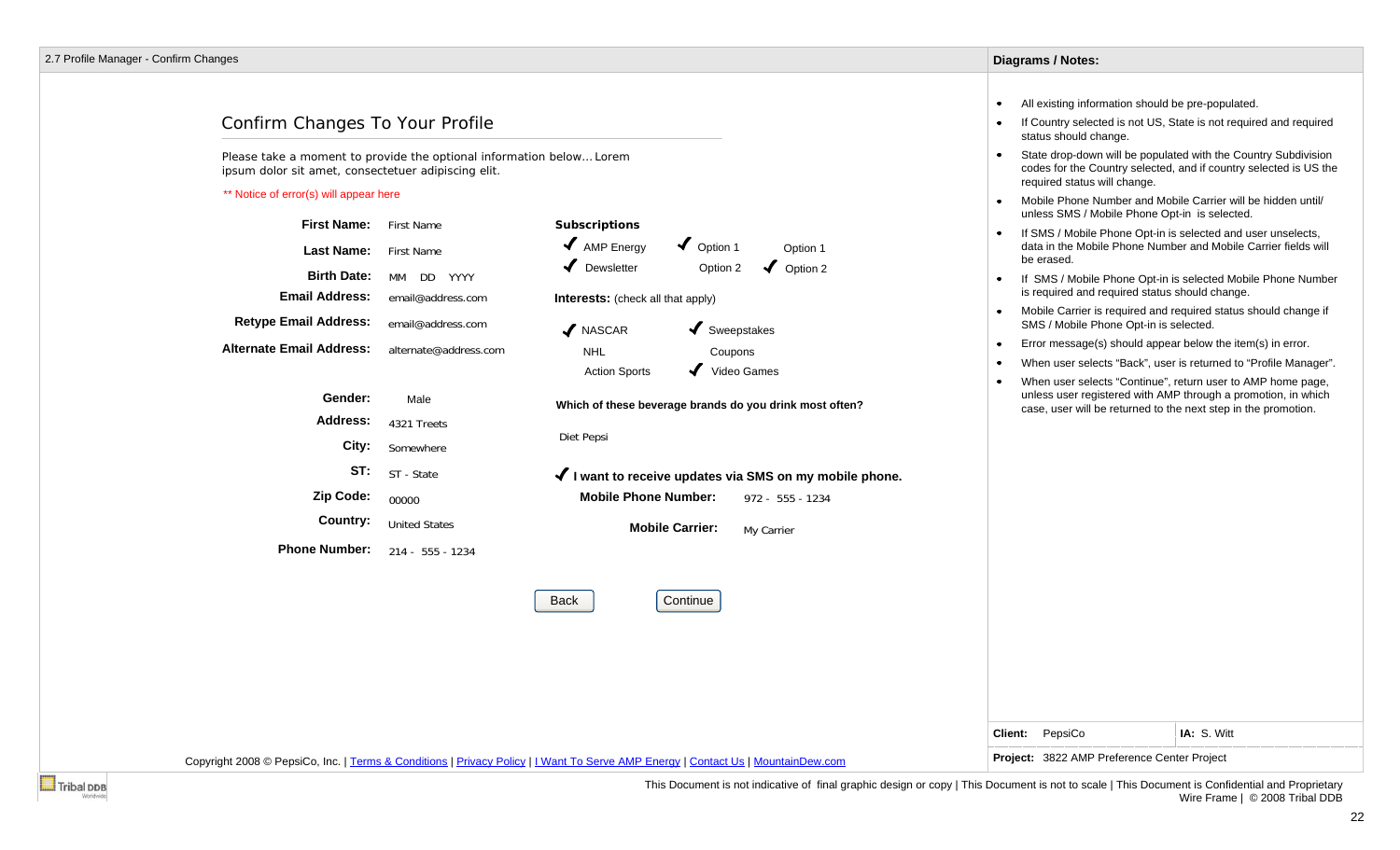2.7 Profile Manager - Confirm Changes

## Confirm Changes To Your Profile

Please take a moment to provide the optional information below… Lorem ipsum dolor sit amet, consectetuer adipiscing elit.

** Notice of error(s) will appear here

| | |
|---|---|
| **First Name:** | First Name |
| **Last Name:** | First Name |
| **Birth Date:** | MM DD YYYY |
| **Email Address:** | email@address.com |
| **Retype Email Address:** | email@address.com |
| **Alternate Email Address:** | alternate@address.com |
| **Gender:** | Male |
| **Address:** | 4321 Treets |
| **City:** | Somewhere |
| **ST:** | ST - State |
| **Zip Code:** | 00000 |
| **Country:** | United States |
| **Phone Number:** | 214 - 555 - 1234 |

**Subscriptions**

- ✔ AMP Energy — ✔ Option 1 — Option 1
- ✔ Dewsletter — Option 2 — ✔ Option 2

**Interests:** (check all that apply)

- ✔ NASCAR
- ✔ Sweepstakes
- NHL
- Coupons
- Action Sports
- ✔ Video Games

**Which of these beverage brands do you drink most often?**

Diet Pepsi

✔ **I want to receive updates via SMS on my mobile phone.**

**Mobile Phone Number:** 972 - 555 - 1234

**Mobile Carrier:** My Carrier

[Back] [Continue]

Copyright 2008 © PepsiCo, Inc. | Terms & Conditions | Privacy Policy | I Want To Serve AMP Energy | Contact Us | MountainDew.com

**Diagrams / Notes:**

- All existing information should be pre-populated.
- If Country selected is not US, State is not required and required status should change.
- State drop-down will be populated with the Country Subdivision codes for the Country selected, and if country selected is US the required status will change.
- Mobile Phone Number and Mobile Carrier will be hidden until/ unless SMS / Mobile Phone Opt-in is selected.
- If SMS / Mobile Phone Opt-in is selected and user unselects, data in the Mobile Phone Number and Mobile Carrier fields will be erased.
- If SMS / Mobile Phone Opt-in is selected Mobile Phone Number is required and required status should change.
- Mobile Carrier is required and required status should change if SMS / Mobile Phone Opt-in is selected.
- Error message(s) should appear below the item(s) in error.
- When user selects "Back", user is returned to "Profile Manager".
- When user selects "Continue", return user to AMP home page, unless user registered with AMP through a promotion, in which case, user will be returned to the next step in the promotion.

**Client:** PepsiCo | **IA:** S. Witt

**Project:** 3822 AMP Preference Center Project

This Document is not indicative of final graphic design or copy | This Document is not to scale | This Document is Confidential and Proprietary
Wire Frame | © 2008 Tribal DDB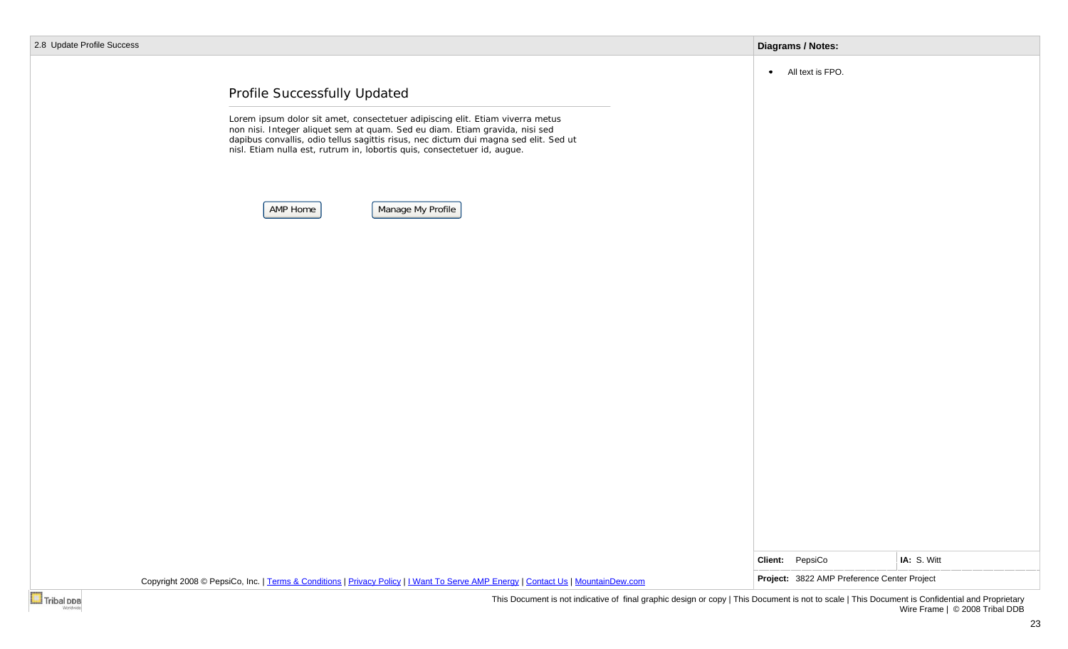2.8 Update Profile Success

## Profile Successfully Updated

Lorem ipsum dolor sit amet, consectetuer adipiscing elit. Etiam viverra metus non nisi. Integer aliquet sem at quam. Sed eu diam. Etiam gravida, nisi sed dapibus convallis, odio tellus sagittis risus, nec dictum dui magna sed elit. Sed ut nisl. Etiam nulla est, rutrum in, lobortis quis, consectetuer id, augue.

[AMP Home] [Manage My Profile]

Copyright 2008 © PepsiCo, Inc. | Terms & Conditions | Privacy Policy | I Want To Serve AMP Energy | Contact Us | MountainDew.com

**Diagrams / Notes:**

- All text is FPO.

| **Client:** PepsiCo | **IA:** S. Witt |
|---|---|
| **Project:** 3822 AMP Preference Center Project | |

This Document is not indicative of final graphic design or copy | This Document is not to scale | This Document is Confidential and Proprietary
Wire Frame | © 2008 Tribal DDB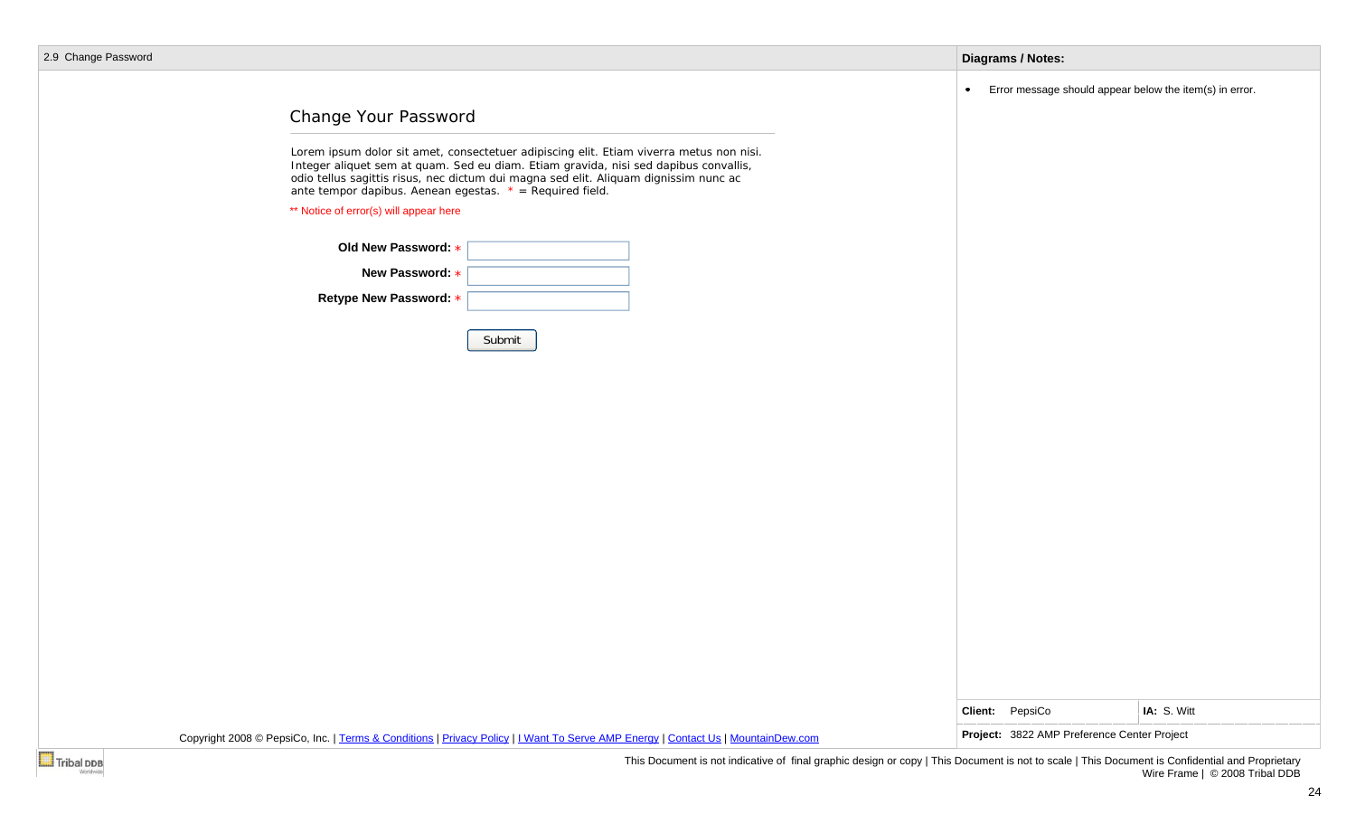2.9 Change Password

## Change Your Password

Lorem ipsum dolor sit amet, consectetuer adipiscing elit. Etiam viverra metus non nisi. Integer aliquet sem at quam. Sed eu diam. Etiam gravida, nisi sed dapibus convallis, odio tellus sagittis risus, nec dictum dui magna sed elit. Aliquam dignissim nunc ac ante tempor dapibus. Aenean egestas. * = Required field.

** Notice of error(s) will appear here

**Old New Password:** * [ ]

**New Password:** * [ ]

**Retype New Password:** * [ ]

[Submit]

Copyright 2008 © PepsiCo, Inc. | Terms & Conditions | Privacy Policy | I Want To Serve AMP Energy | Contact Us | MountainDew.com

**Diagrams / Notes:**

- Error message should appear below the item(s) in error.

| **Client:** PepsiCo | **IA:** S. Witt |
|---|---|
| **Project:** 3822 AMP Preference Center Project | |

This Document is not indicative of final graphic design or copy | This Document is not to scale | This Document is Confidential and Proprietary
Wire Frame | © 2008 Tribal DDB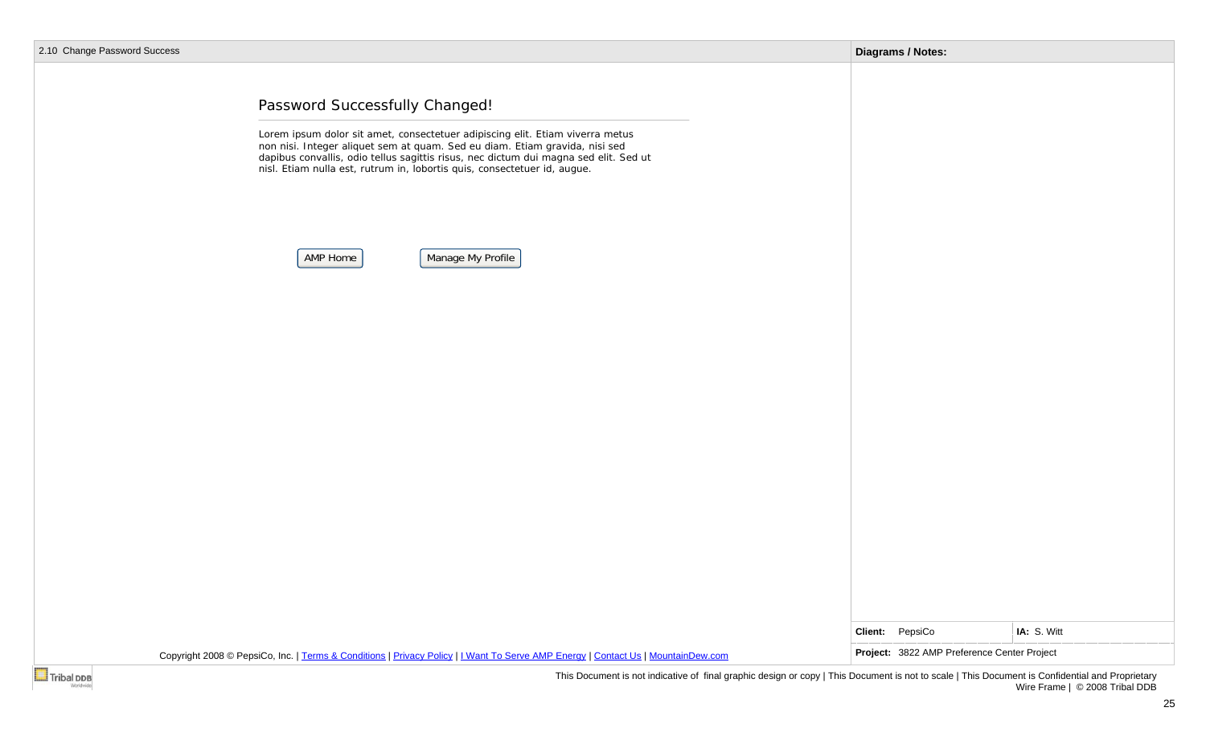2.10 Change Password Success

## Password Successfully Changed!

Lorem ipsum dolor sit amet, consectetuer adipiscing elit. Etiam viverra metus non nisi. Integer aliquet sem at quam. Sed eu diam. Etiam gravida, nisi sed dapibus convallis, odio tellus sagittis risus, nec dictum dui magna sed elit. Sed ut nisl. Etiam nulla est, rutrum in, lobortis quis, consectetuer id, augue.

[AMP Home] [Manage My Profile]

Copyright 2008 © PepsiCo, Inc. | Terms & Conditions | Privacy Policy | I Want To Serve AMP Energy | Contact Us | MountainDew.com

**Diagrams / Notes:**

| **Client:** PepsiCo | **IA:** S. Witt |
|---|---|
| **Project:** 3822 AMP Preference Center Project | |

This Document is not indicative of final graphic design or copy | This Document is not to scale | This Document is Confidential and Proprietary
Wire Frame | © 2008 Tribal DDB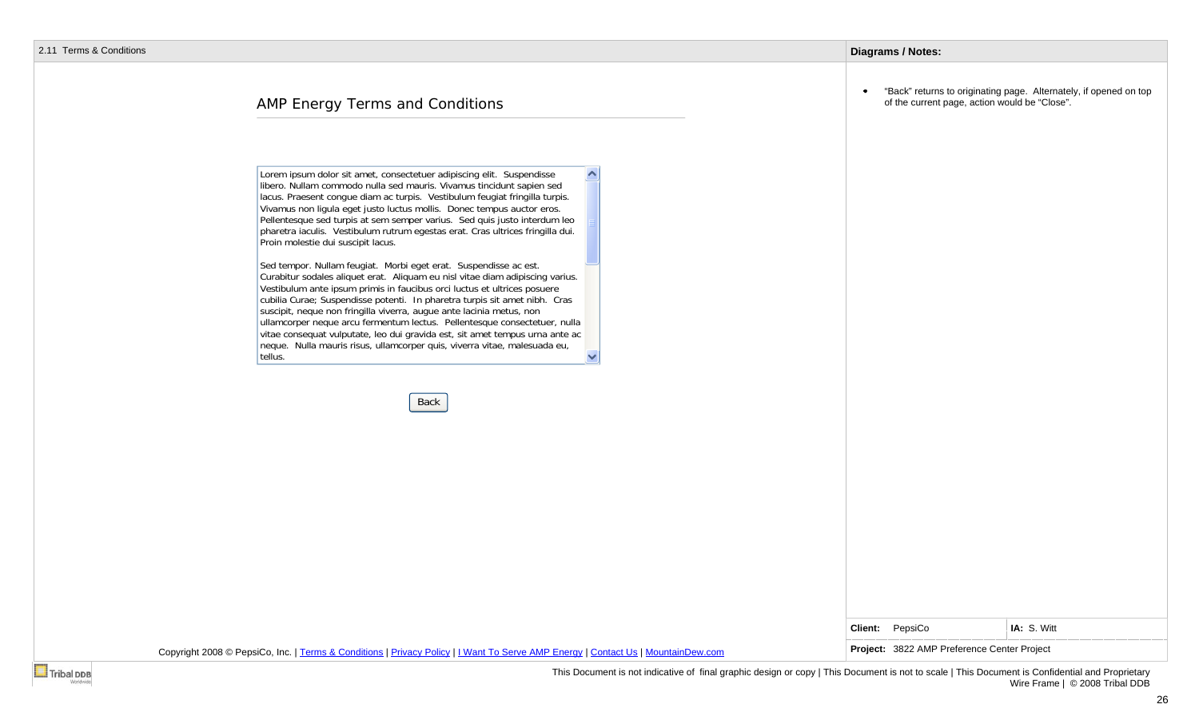2.11 Terms & Conditions

## AMP Energy Terms and Conditions

Lorem ipsum dolor sit amet, consectetuer adipiscing elit. Suspendisse libero. Nullam commodo nulla sed mauris. Vivamus tincidunt sapien sed lacus. Praesent congue diam ac turpis. Vestibulum feugiat fringilla turpis. Vivamus non ligula eget justo luctus mollis. Donec tempus auctor eros. Pellentesque sed turpis at sem semper varius. Sed quis justo interdum leo pharetra iaculis. Vestibulum rutrum egestas erat. Cras ultrices fringilla dui. Proin molestie dui suscipit lacus.

Sed tempor. Nullam feugiat. Morbi eget erat. Suspendisse ac est. Curabitur sodales aliquet erat. Aliquam eu nisl vitae diam adipiscing varius. Vestibulum ante ipsum primis in faucibus orci luctus et ultrices posuere cubilia Curae; Suspendisse potenti. In pharetra turpis sit amet nibh. Cras suscipit, neque non fringilla viverra, augue ante lacinia metus, non ullamcorper neque arcu fermentum lectus. Pellentesque consectetuer, nulla vitae consequat vulputate, leo dui gravida est, sit amet tempus urna ante ac neque. Nulla mauris risus, ullamcorper quis, viverra vitae, malesuada eu, tellus.

Back

Copyright 2008 © PepsiCo, Inc. | Terms & Conditions | Privacy Policy | I Want To Serve AMP Energy | Contact Us | MountainDew.com

**Diagrams / Notes:**

- "Back" returns to originating page. Alternately, if opened on top of the current page, action would be "Close".

| **Client:** PepsiCo | **IA:** S. Witt |
| --- | --- |
| **Project:** 3822 AMP Preference Center Project | |

This Document is not indicative of final graphic design or copy | This Document is not to scale | This Document is Confidential and Proprietary
Wire Frame | © 2008 Tribal DDB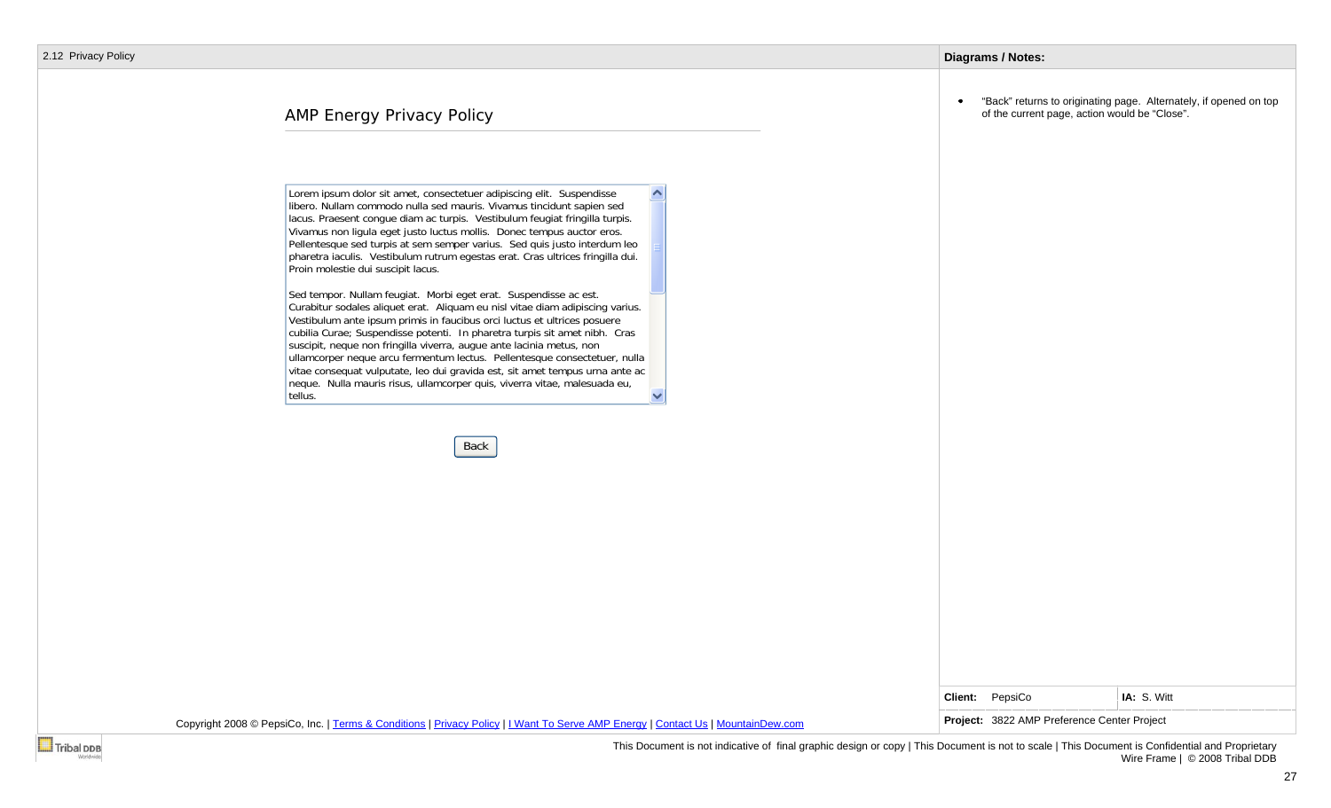2.12 Privacy Policy

## AMP Energy Privacy Policy

Lorem ipsum dolor sit amet, consectetuer adipiscing elit. Suspendisse libero. Nullam commodo nulla sed mauris. Vivamus tincidunt sapien sed lacus. Praesent congue diam ac turpis. Vestibulum feugiat fringilla turpis. Vivamus non ligula eget justo luctus mollis. Donec tempus auctor eros. Pellentesque sed turpis at sem semper varius. Sed quis justo interdum leo pharetra iaculis. Vestibulum rutrum egestas erat. Cras ultrices fringilla dui. Proin molestie dui suscipit lacus.

Sed tempor. Nullam feugiat. Morbi eget erat. Suspendisse ac est. Curabitur sodales aliquet erat. Aliquam eu nisl vitae diam adipiscing varius. Vestibulum ante ipsum primis in faucibus orci luctus et ultrices posuere cubilia Curae; Suspendisse potenti. In pharetra turpis sit amet nibh. Cras suscipit, neque non fringilla viverra, augue ante lacinia metus, non ullamcorper neque arcu fermentum lectus. Pellentesque consectetuer, nulla vitae consequat vulputate, leo dui gravida est, sit amet tempus urna ante ac neque. Nulla mauris risus, ullamcorper quis, viverra vitae, malesuada eu, tellus.

[Back]

Copyright 2008 © PepsiCo, Inc. | Terms & Conditions | Privacy Policy | I Want To Serve AMP Energy | Contact Us | MountainDew.com

**Diagrams / Notes:**

- "Back" returns to originating page. Alternately, if opened on top of the current page, action would be "Close".

| **Client:** PepsiCo | **IA:** S. Witt |
| --- | --- |
| **Project:** 3822 AMP Preference Center Project | |

This Document is not indicative of final graphic design or copy | This Document is not to scale | This Document is Confidential and Proprietary
Wire Frame | © 2008 Tribal DDB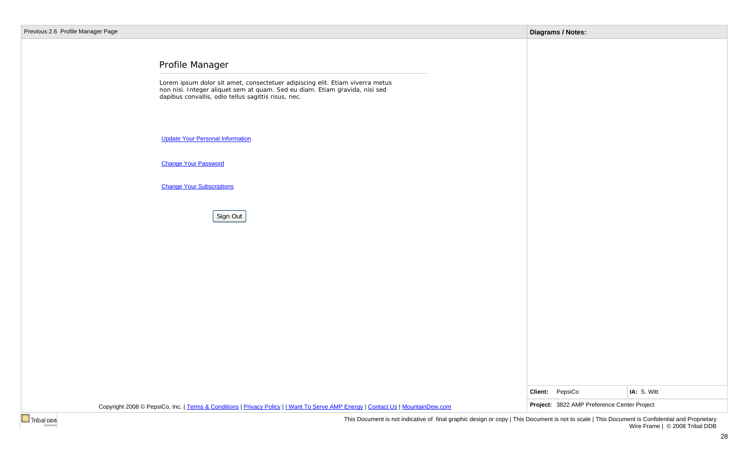Previous 2.6 Profile Manager Page

## Profile Manager

Lorem ipsum dolor sit amet, consectetuer adipiscing elit. Etiam viverra metus non nisi. Integer aliquet sem at quam. Sed eu diam. Etiam gravida, nisi sed dapibus convallis, odio tellus sagittis risus, nec.

[Update Your Personal Information]

[Change Your Password]

[Change Your Subscriptions]

[Sign Out]

Copyright 2008 © PepsiCo, Inc. | Terms & Conditions | Privacy Policy | I Want To Serve AMP Energy | Contact Us | MountainDew.com

**Diagrams / Notes:**

| **Client:** PepsiCo | **IA:** S. Witt |
|---|---|
| **Project:** 3822 AMP Preference Center Project | |

This Document is not indicative of final graphic design or copy | This Document is not to scale | This Document is Confidential and Proprietary
Wire Frame | © 2008 Tribal DDB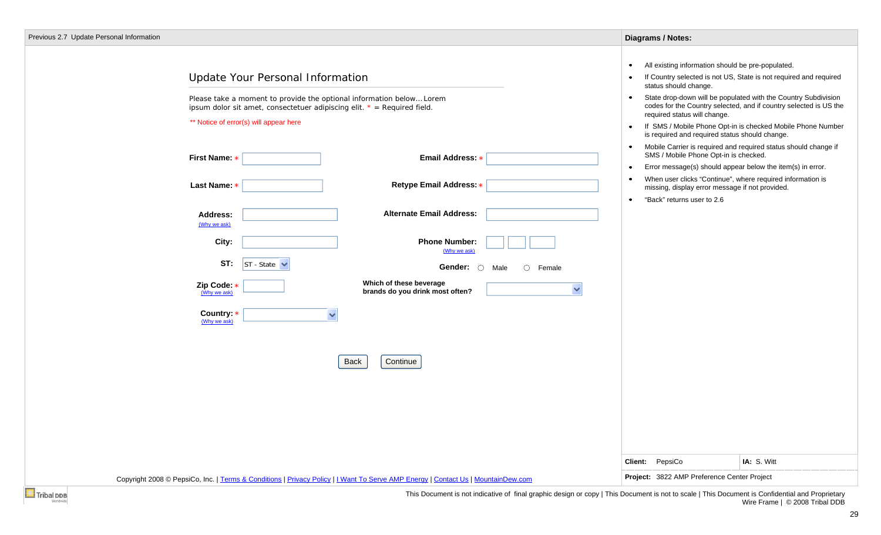Previous 2.7 Update Personal Information

## Update Your Personal Information

Please take a moment to provide the optional information below… Lorem ipsum dolor sit amet, consectetuer adipiscing elit. * = Required field.

** Notice of error(s) will appear here

**First Name:** *

**Last Name:** *

**Address:**
(Why we ask)

**City:**

**ST:** ST - State

**Zip Code:** *
(Why we ask)

**Country:** *
(Why we ask)

**Email Address:** *

**Retype Email Address:** *

**Alternate Email Address:**

**Phone Number:**
(Why we ask)

**Gender:** ○ Male ○ Female

**Which of these beverage brands do you drink most often?**

Back | Continue

Copyright 2008 © PepsiCo, Inc. | Terms & Conditions | Privacy Policy | I Want To Serve AMP Energy | Contact Us | MountainDew.com

### Diagrams / Notes:

- All existing information should be pre-populated.
- If Country selected is not US, State is not required and required status should change.
- State drop-down will be populated with the Country Subdivision codes for the Country selected, and if country selected is US the required status will change.
- If SMS / Mobile Phone Opt-in is checked Mobile Phone Number is required and required status should change.
- Mobile Carrier is required and required status should change if SMS / Mobile Phone Opt-in is checked.
- Error message(s) should appear below the item(s) in error.
- When user clicks "Continue", where required information is missing, display error message if not provided.
- "Back" returns user to 2.6

**Client:** PepsiCo | **IA:** S. Witt

**Project:** 3822 AMP Preference Center Project

This Document is not indicative of final graphic design or copy | This Document is not to scale | This Document is Confidential and Proprietary
Wire Frame | © 2008 Tribal DDB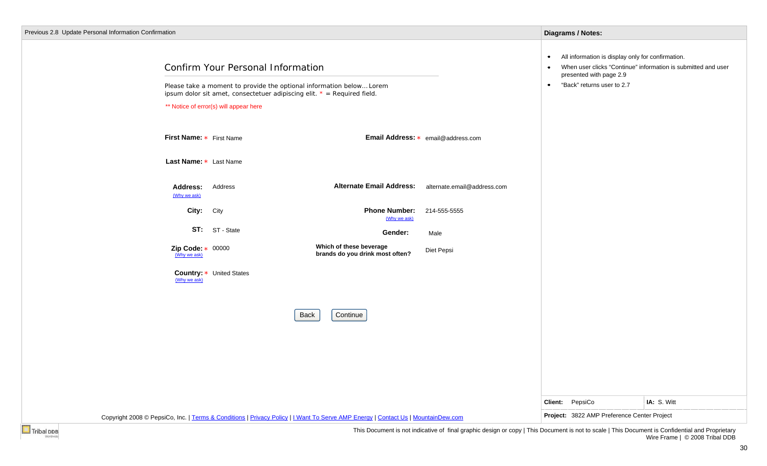Previous 2.8 Update Personal Information Confirmation

## Confirm Your Personal Information

Please take a moment to provide the optional information below… Lorem ipsum dolor sit amet, consectetuer adipiscing elit. * = Required field.

** Notice of error(s) will appear here

**First Name:** * First Name

**Last Name:** * Last Name

**Address:** Address
(Why we ask)

**City:** City

**ST:** ST - State

**Zip Code:** * 00000
(Why we ask)

**Country:** * United States
(Why we ask)

**Email Address:** * email@address.com

**Alternate Email Address:** alternate.email@address.com

**Phone Number:** 214-555-5555
(Why we ask)

**Gender:** Male

**Which of these beverage brands do you drink most often?** Diet Pepsi

Back | Continue

Copyright 2008 © PepsiCo, Inc. | Terms & Conditions | Privacy Policy | I Want To Serve AMP Energy | Contact Us | MountainDew.com

**Diagrams / Notes:**

- All information is display only for confirmation.
- When user clicks "Continue" information is submitted and user presented with page 2.9
- "Back" returns user to 2.7

**Client:** PepsiCo | **IA:** S. Witt

**Project:** 3822 AMP Preference Center Project

This Document is not indicative of final graphic design or copy | This Document is not to scale | This Document is Confidential and Proprietary
Wire Frame | © 2008 Tribal DDB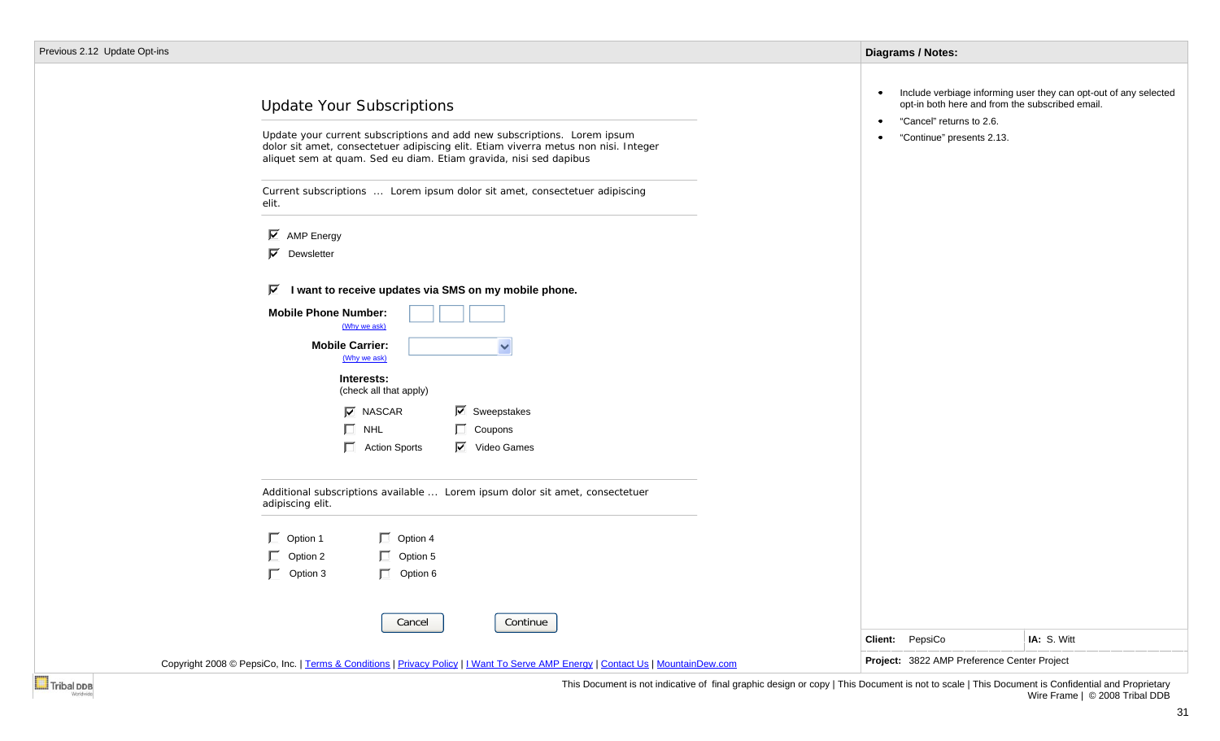Previous 2.12 Update Opt-ins

## Update Your Subscriptions

Update your current subscriptions and add new subscriptions. Lorem ipsum dolor sit amet, consectetuer adipiscing elit. Etiam viverra metus non nisi. Integer aliquet sem at quam. Sed eu diam. Etiam gravida, nisi sed dapibus

Current subscriptions ... Lorem ipsum dolor sit amet, consectetuer adipiscing elit.

- [x] AMP Energy
- [x] Dewsletter

- [x] **I want to receive updates via SMS on my mobile phone.**

**Mobile Phone Number:** [ ] [ ] [ ]
(Why we ask)

**Mobile Carrier:** [ ]
(Why we ask)

**Interests:**
(check all that apply)

- [x] NASCAR
- [ ] NHL
- [ ] Action Sports
- [x] Sweepstakes
- [ ] Coupons
- [x] Video Games

Additional subscriptions available ... Lorem ipsum dolor sit amet, consectetuer adipiscing elit.

- [ ] Option 1
- [ ] Option 2
- [ ] Option 3
- [ ] Option 4
- [ ] Option 5
- [ ] Option 6

[Cancel] [Continue]

Copyright 2008 © PepsiCo, Inc. | Terms & Conditions | Privacy Policy | I Want To Serve AMP Energy | Contact Us | MountainDew.com

**Diagrams / Notes:**

- Include verbiage informing user they can opt-out of any selected opt-in both here and from the subscribed email.
- "Cancel" returns to 2.6.
- "Continue" presents 2.13.

| **Client:** PepsiCo | **IA:** S. Witt |
| --- | --- |
| **Project:** 3822 AMP Preference Center Project | |

This Document is not indicative of final graphic design or copy | This Document is not to scale | This Document is Confidential and Proprietary
Wire Frame | © 2008 Tribal DDB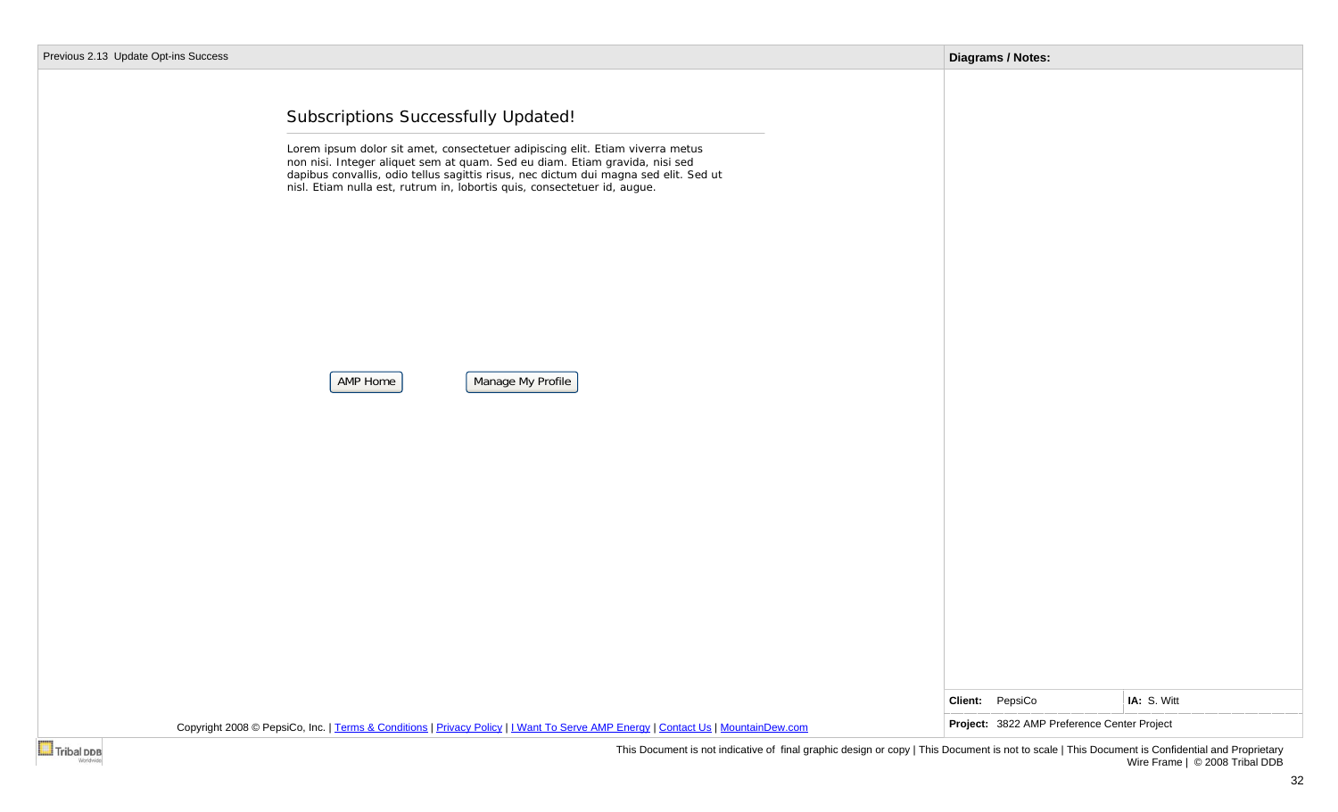Previous 2.13 Update Opt-ins Success

## Subscriptions Successfully Updated!

Lorem ipsum dolor sit amet, consectetuer adipiscing elit. Etiam viverra metus non nisi. Integer aliquet sem at quam. Sed eu diam. Etiam gravida, nisi sed dapibus convallis, odio tellus sagittis risus, nec dictum dui magna sed elit. Sed ut nisl. Etiam nulla est, rutrum in, lobortis quis, consectetuer id, augue.

[AMP Home] [Manage My Profile]

Copyright 2008 © PepsiCo, Inc. | Terms & Conditions | Privacy Policy | I Want To Serve AMP Energy | Contact Us | MountainDew.com

**Diagrams / Notes:**

| **Client:** PepsiCo | **IA:** S. Witt |
|---|---|
| **Project:** 3822 AMP Preference Center Project | |

This Document is not indicative of final graphic design or copy | This Document is not to scale | This Document is Confidential and Proprietary
Wire Frame | © 2008 Tribal DDB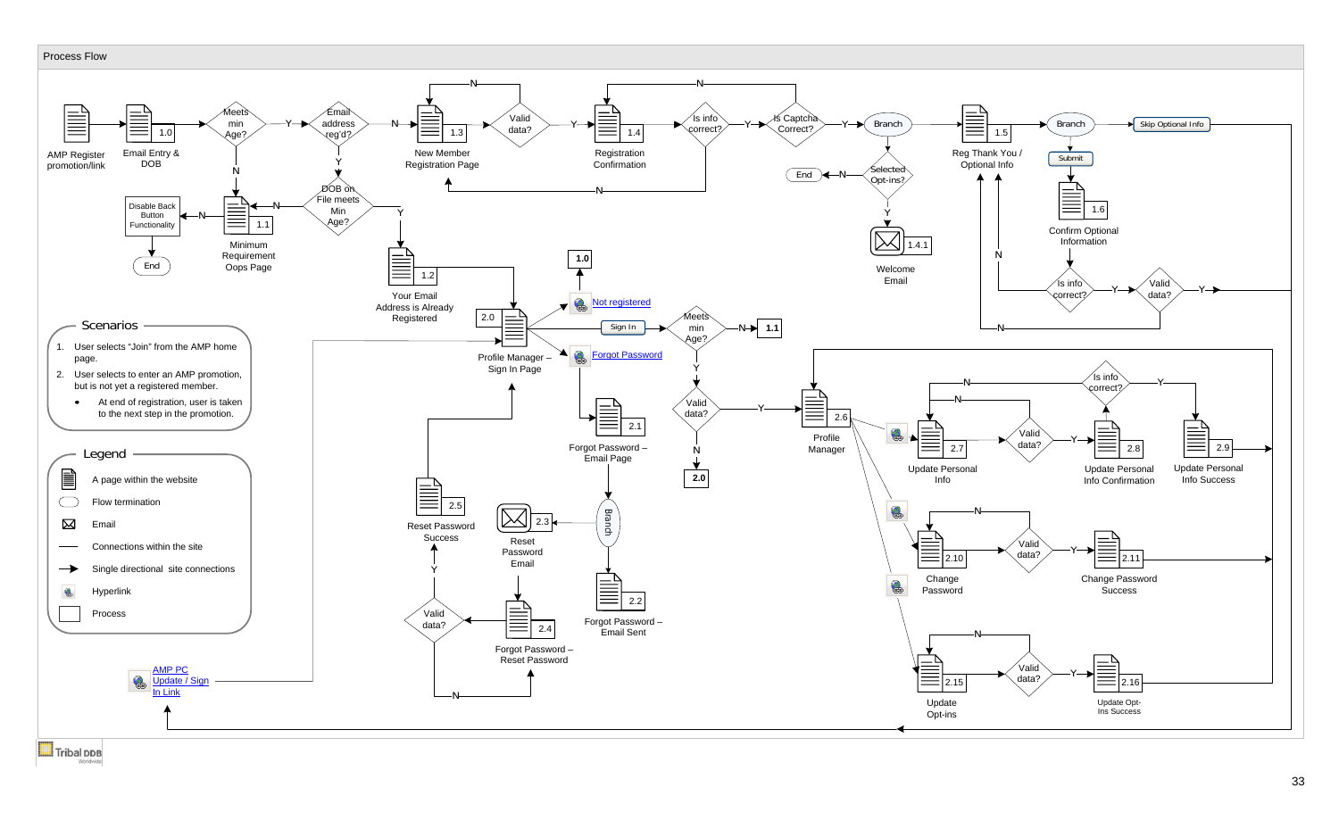Process Flow

AMP Register promotion/link

1.0 Email Entry & DOB

Meets min Age?

Email address reg'd?

1.3 New Member Registration Page

Valid data?

1.4 Registration Confirmation

Is info correct?

Is Captcha Correct?

Branch

Selected Opt-ins?

End

1.4.1 Welcome Email

1.5 Reg Thank You / Optional Info

Branch

Skip Optional Info

Submit

1.6 Confirm Optional Information

Is info correct?

Valid data?

DOB on File meets Min Age?

1.1 Minimum Requirement Oops Page

Disable Back Button Functionality

End

1.2 Your Email Address is Already Registered

2.0 Profile Manager – Sign In Page

1.0

Not registered

Sign In

Forgot Password

Meets min Age?

1.1

Valid data?

2.0

2.6 Profile Manager

2.1 Forgot Password – Email Page

Branch

2.2 Forgot Password – Email Sent

2.3 Reset Password Email

2.4 Forgot Password – Reset Password

Valid data?

2.5 Reset Password Success

2.7 Update Personal Info

Valid data?

2.8 Update Personal Info Confirmation

Is info correct?

2.9 Update Personal Info Success

2.10 Change Password

Valid data?

2.11 Change Password Success

2.15 Update Opt-ins

Valid data?

2.16 Update Opt-Ins Success

AMP PC Update / Sign In Link

## Scenarios

1. User selects "Join" from the AMP home page.
2. User selects to enter an AMP promotion, but is not yet a registered member.
   - At end of registration, user is taken to the next step in the promotion.

## Legend

- A page within the website
- Flow termination
- Email
- Connections within the site
- Single directional site connections
- Hyperlink
- Process

Tribal DDB Worldwide